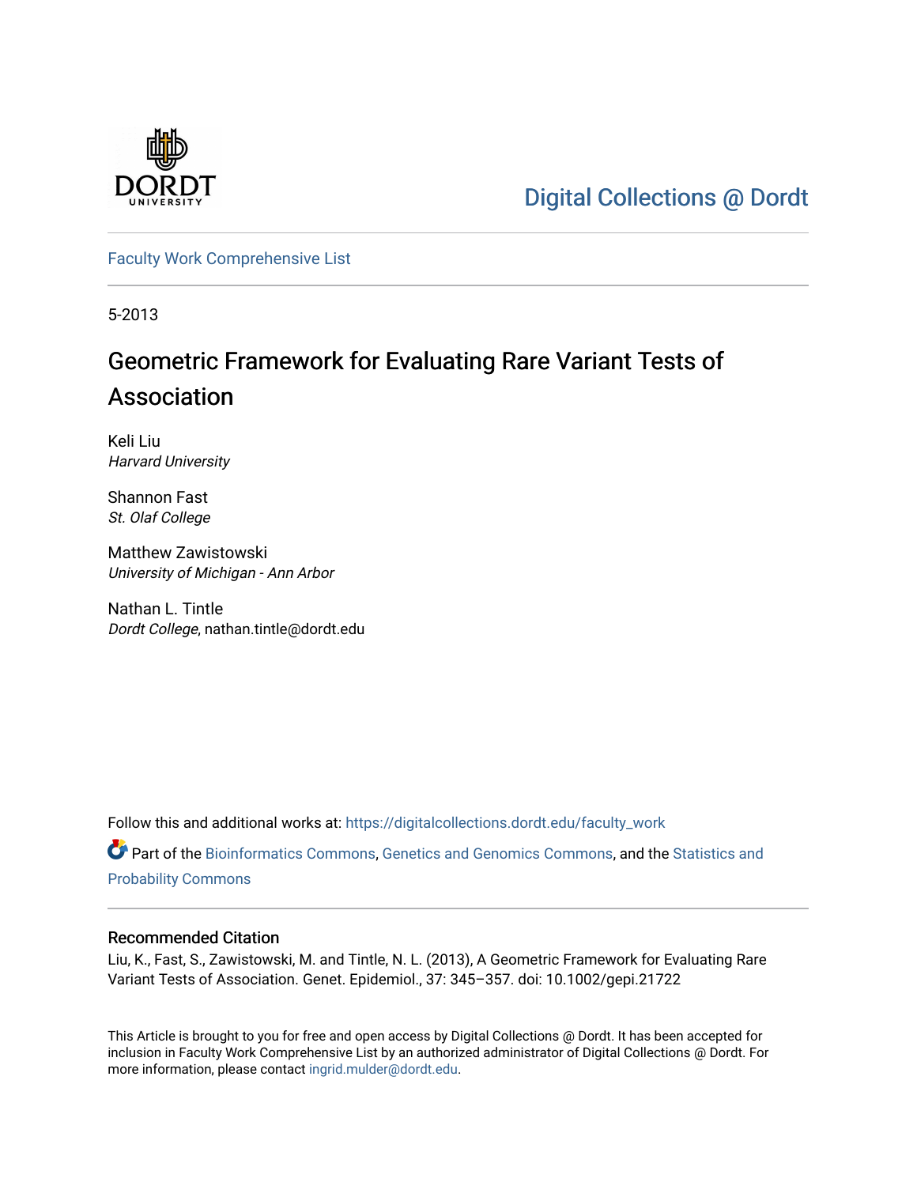Digital Collections @ Dordt

Faculty Work Comprehensive List

5-2013

# Geometric Framework for Evaluating Rare Variant Tests of Association

Keli Liu
*Harvard University*

Shannon Fast
*St. Olaf College*

Matthew Zawistowski
*University of Michigan - Ann Arbor*

Nathan L. Tintle
*Dordt College*, nathan.tintle@dordt.edu

Follow this and additional works at: https://digitalcollections.dordt.edu/faculty_work

Part of the Bioinformatics Commons, Genetics and Genomics Commons, and the Statistics and Probability Commons

## Recommended Citation

Liu, K., Fast, S., Zawistowski, M. and Tintle, N. L. (2013), A Geometric Framework for Evaluating Rare Variant Tests of Association. Genet. Epidemiol., 37: 345–357. doi: 10.1002/gepi.21722

This Article is brought to you for free and open access by Digital Collections @ Dordt. It has been accepted for inclusion in Faculty Work Comprehensive List by an authorized administrator of Digital Collections @ Dordt. For more information, please contact ingrid.mulder@dordt.edu.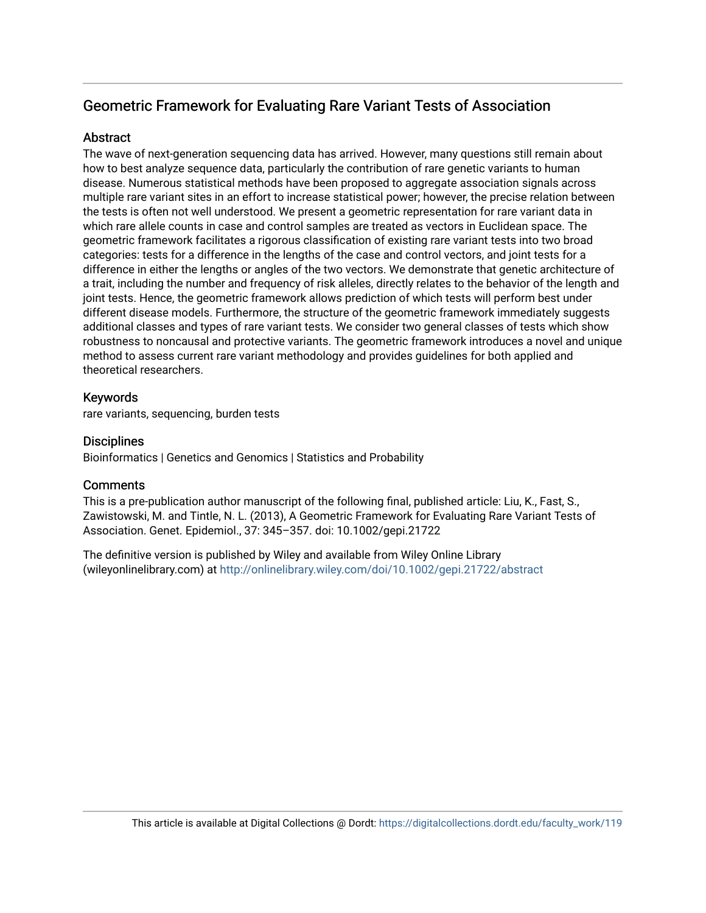# Geometric Framework for Evaluating Rare Variant Tests of Association

## Abstract

The wave of next-generation sequencing data has arrived. However, many questions still remain about how to best analyze sequence data, particularly the contribution of rare genetic variants to human disease. Numerous statistical methods have been proposed to aggregate association signals across multiple rare variant sites in an effort to increase statistical power; however, the precise relation between the tests is often not well understood. We present a geometric representation for rare variant data in which rare allele counts in case and control samples are treated as vectors in Euclidean space. The geometric framework facilitates a rigorous classification of existing rare variant tests into two broad categories: tests for a difference in the lengths of the case and control vectors, and joint tests for a difference in either the lengths or angles of the two vectors. We demonstrate that genetic architecture of a trait, including the number and frequency of risk alleles, directly relates to the behavior of the length and joint tests. Hence, the geometric framework allows prediction of which tests will perform best under different disease models. Furthermore, the structure of the geometric framework immediately suggests additional classes and types of rare variant tests. We consider two general classes of tests which show robustness to noncausal and protective variants. The geometric framework introduces a novel and unique method to assess current rare variant methodology and provides guidelines for both applied and theoretical researchers.

## Keywords

rare variants, sequencing, burden tests

## Disciplines

Bioinformatics | Genetics and Genomics | Statistics and Probability

## Comments

This is a pre-publication author manuscript of the following final, published article: Liu, K., Fast, S., Zawistowski, M. and Tintle, N. L. (2013), A Geometric Framework for Evaluating Rare Variant Tests of Association. Genet. Epidemiol., 37: 345–357. doi: 10.1002/gepi.21722

The definitive version is published by Wiley and available from Wiley Online Library (wileyonlinelibrary.com) at http://onlinelibrary.wiley.com/doi/10.1002/gepi.21722/abstract

This article is available at Digital Collections @ Dordt: https://digitalcollections.dordt.edu/faculty_work/119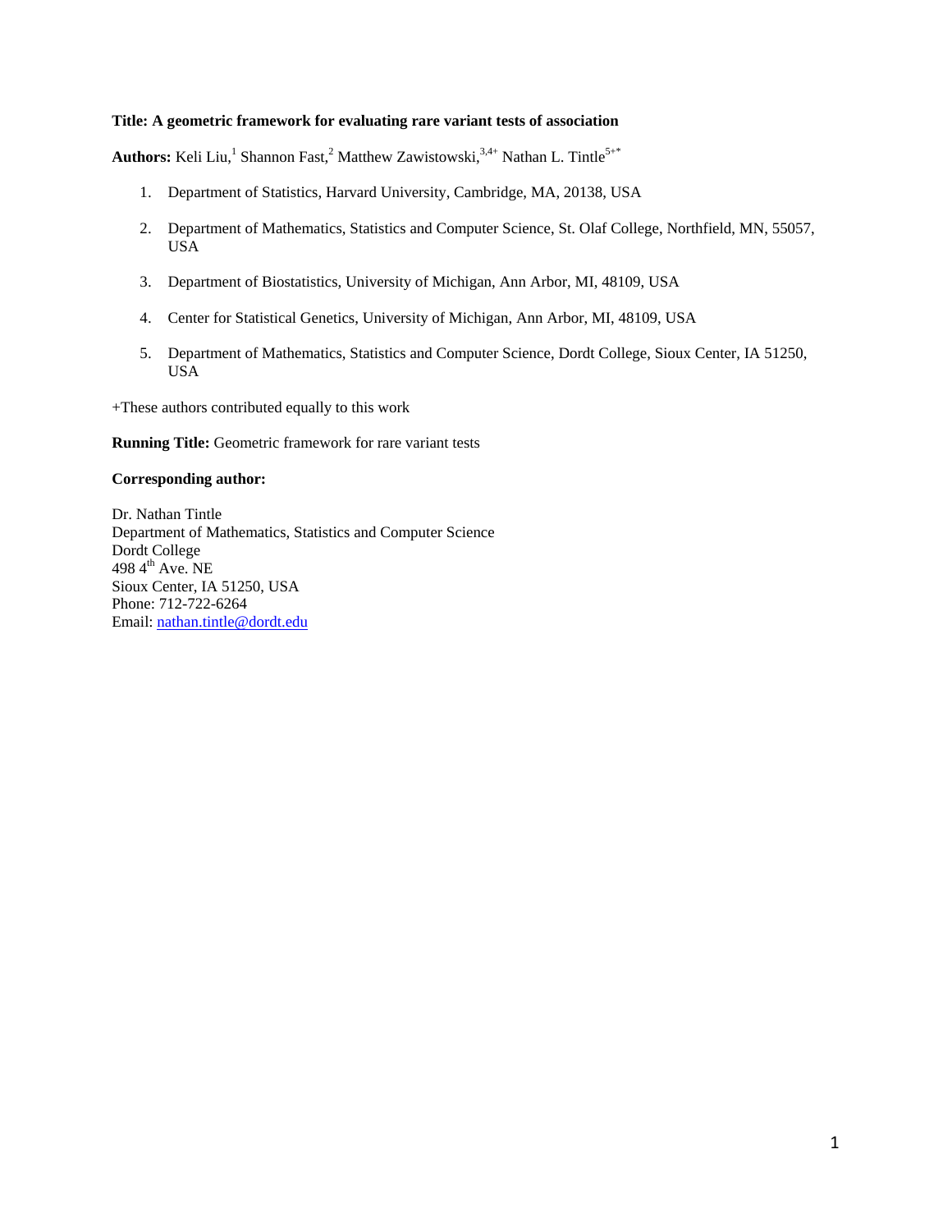**Title: A geometric framework for evaluating rare variant tests of association**

**Authors:** Keli Liu,[1] Shannon Fast,[2] Matthew Zawistowski,[3,4+] Nathan L. Tintle[5+*]

1. Department of Statistics, Harvard University, Cambridge, MA, 20138, USA
2. Department of Mathematics, Statistics and Computer Science, St. Olaf College, Northfield, MN, 55057, USA
3. Department of Biostatistics, University of Michigan, Ann Arbor, MI, 48109, USA
4. Center for Statistical Genetics, University of Michigan, Ann Arbor, MI, 48109, USA
5. Department of Mathematics, Statistics and Computer Science, Dordt College, Sioux Center, IA 51250, USA

+These authors contributed equally to this work

**Running Title:** Geometric framework for rare variant tests

**Corresponding author:**

Dr. Nathan Tintle
Department of Mathematics, Statistics and Computer Science
Dordt College
498 4th Ave. NE
Sioux Center, IA 51250, USA
Phone: 712-722-6264
Email: nathan.tintle@dordt.edu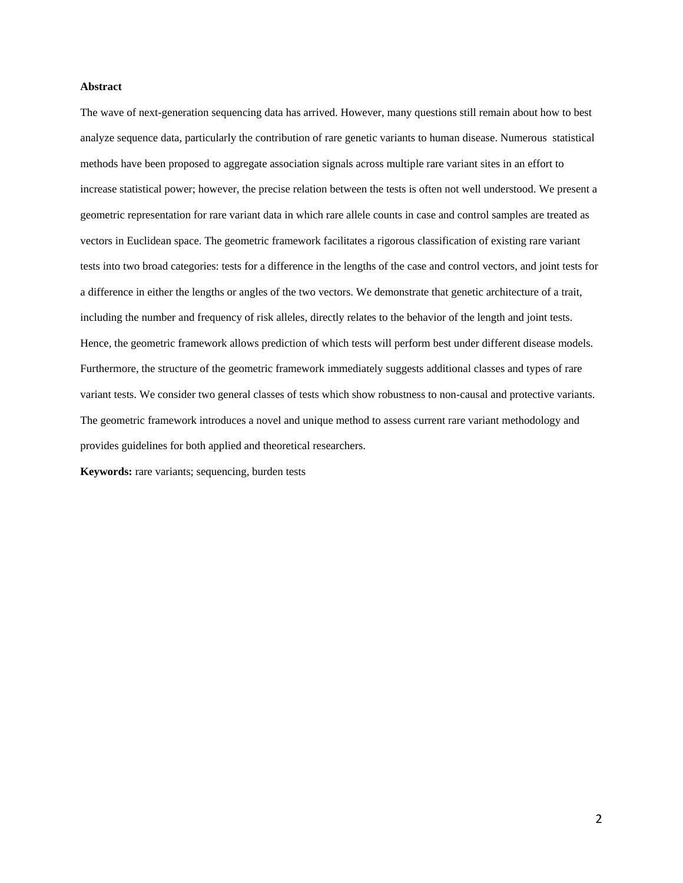**Abstract**

The wave of next-generation sequencing data has arrived. However, many questions still remain about how to best analyze sequence data, particularly the contribution of rare genetic variants to human disease. Numerous statistical methods have been proposed to aggregate association signals across multiple rare variant sites in an effort to increase statistical power; however, the precise relation between the tests is often not well understood. We present a geometric representation for rare variant data in which rare allele counts in case and control samples are treated as vectors in Euclidean space. The geometric framework facilitates a rigorous classification of existing rare variant tests into two broad categories: tests for a difference in the lengths of the case and control vectors, and joint tests for a difference in either the lengths or angles of the two vectors. We demonstrate that genetic architecture of a trait, including the number and frequency of risk alleles, directly relates to the behavior of the length and joint tests. Hence, the geometric framework allows prediction of which tests will perform best under different disease models. Furthermore, the structure of the geometric framework immediately suggests additional classes and types of rare variant tests. We consider two general classes of tests which show robustness to non-causal and protective variants. The geometric framework introduces a novel and unique method to assess current rare variant methodology and provides guidelines for both applied and theoretical researchers.

**Keywords:** rare variants; sequencing, burden tests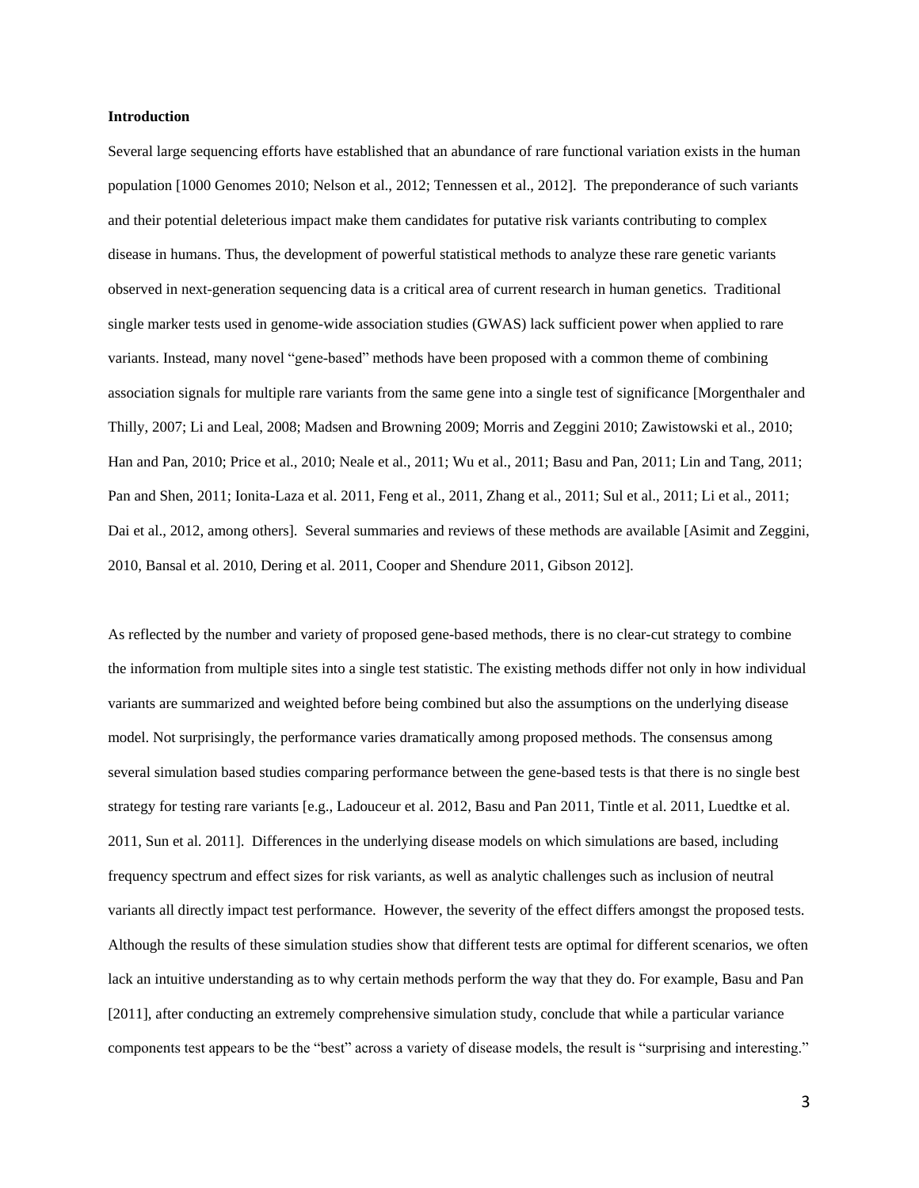**Introduction**

Several large sequencing efforts have established that an abundance of rare functional variation exists in the human population [1000 Genomes 2010; Nelson et al., 2012; Tennessen et al., 2012]. The preponderance of such variants and their potential deleterious impact make them candidates for putative risk variants contributing to complex disease in humans. Thus, the development of powerful statistical methods to analyze these rare genetic variants observed in next-generation sequencing data is a critical area of current research in human genetics. Traditional single marker tests used in genome-wide association studies (GWAS) lack sufficient power when applied to rare variants. Instead, many novel "gene-based" methods have been proposed with a common theme of combining association signals for multiple rare variants from the same gene into a single test of significance [Morgenthaler and Thilly, 2007; Li and Leal, 2008; Madsen and Browning 2009; Morris and Zeggini 2010; Zawistowski et al., 2010; Han and Pan, 2010; Price et al., 2010; Neale et al., 2011; Wu et al., 2011; Basu and Pan, 2011; Lin and Tang, 2011; Pan and Shen, 2011; Ionita-Laza et al. 2011, Feng et al., 2011, Zhang et al., 2011; Sul et al., 2011; Li et al., 2011; Dai et al., 2012, among others]. Several summaries and reviews of these methods are available [Asimit and Zeggini, 2010, Bansal et al. 2010, Dering et al. 2011, Cooper and Shendure 2011, Gibson 2012].

As reflected by the number and variety of proposed gene-based methods, there is no clear-cut strategy to combine the information from multiple sites into a single test statistic. The existing methods differ not only in how individual variants are summarized and weighted before being combined but also the assumptions on the underlying disease model. Not surprisingly, the performance varies dramatically among proposed methods. The consensus among several simulation based studies comparing performance between the gene-based tests is that there is no single best strategy for testing rare variants [e.g., Ladouceur et al. 2012, Basu and Pan 2011, Tintle et al. 2011, Luedtke et al. 2011, Sun et al. 2011]. Differences in the underlying disease models on which simulations are based, including frequency spectrum and effect sizes for risk variants, as well as analytic challenges such as inclusion of neutral variants all directly impact test performance. However, the severity of the effect differs amongst the proposed tests. Although the results of these simulation studies show that different tests are optimal for different scenarios, we often lack an intuitive understanding as to why certain methods perform the way that they do. For example, Basu and Pan [2011], after conducting an extremely comprehensive simulation study, conclude that while a particular variance components test appears to be the "best" across a variety of disease models, the result is "surprising and interesting."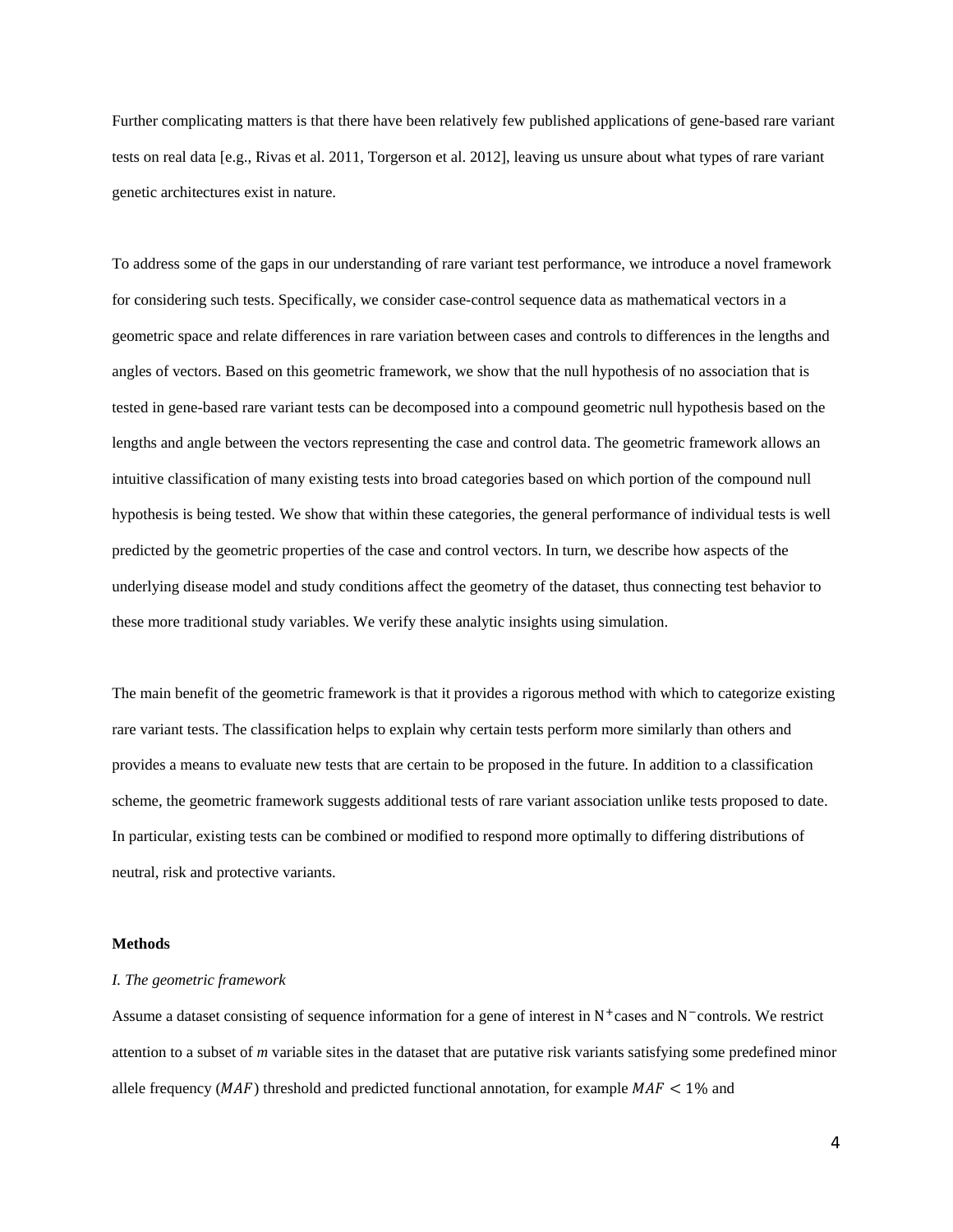Further complicating matters is that there have been relatively few published applications of gene-based rare variant tests on real data [e.g., Rivas et al. 2011, Torgerson et al. 2012], leaving us unsure about what types of rare variant genetic architectures exist in nature.

To address some of the gaps in our understanding of rare variant test performance, we introduce a novel framework for considering such tests. Specifically, we consider case-control sequence data as mathematical vectors in a geometric space and relate differences in rare variation between cases and controls to differences in the lengths and angles of vectors. Based on this geometric framework, we show that the null hypothesis of no association that is tested in gene-based rare variant tests can be decomposed into a compound geometric null hypothesis based on the lengths and angle between the vectors representing the case and control data. The geometric framework allows an intuitive classification of many existing tests into broad categories based on which portion of the compound null hypothesis is being tested. We show that within these categories, the general performance of individual tests is well predicted by the geometric properties of the case and control vectors. In turn, we describe how aspects of the underlying disease model and study conditions affect the geometry of the dataset, thus connecting test behavior to these more traditional study variables. We verify these analytic insights using simulation.

The main benefit of the geometric framework is that it provides a rigorous method with which to categorize existing rare variant tests. The classification helps to explain why certain tests perform more similarly than others and provides a means to evaluate new tests that are certain to be proposed in the future. In addition to a classification scheme, the geometric framework suggests additional tests of rare variant association unlike tests proposed to date. In particular, existing tests can be combined or modified to respond more optimally to differing distributions of neutral, risk and protective variants.

## Methods

*I. The geometric framework*

Assume a dataset consisting of sequence information for a gene of interest in $N^+$ cases and $N^-$ controls. We restrict attention to a subset of *m* variable sites in the dataset that are putative risk variants satisfying some predefined minor allele frequency ($MAF$) threshold and predicted functional annotation, for example $MAF < 1\%$ and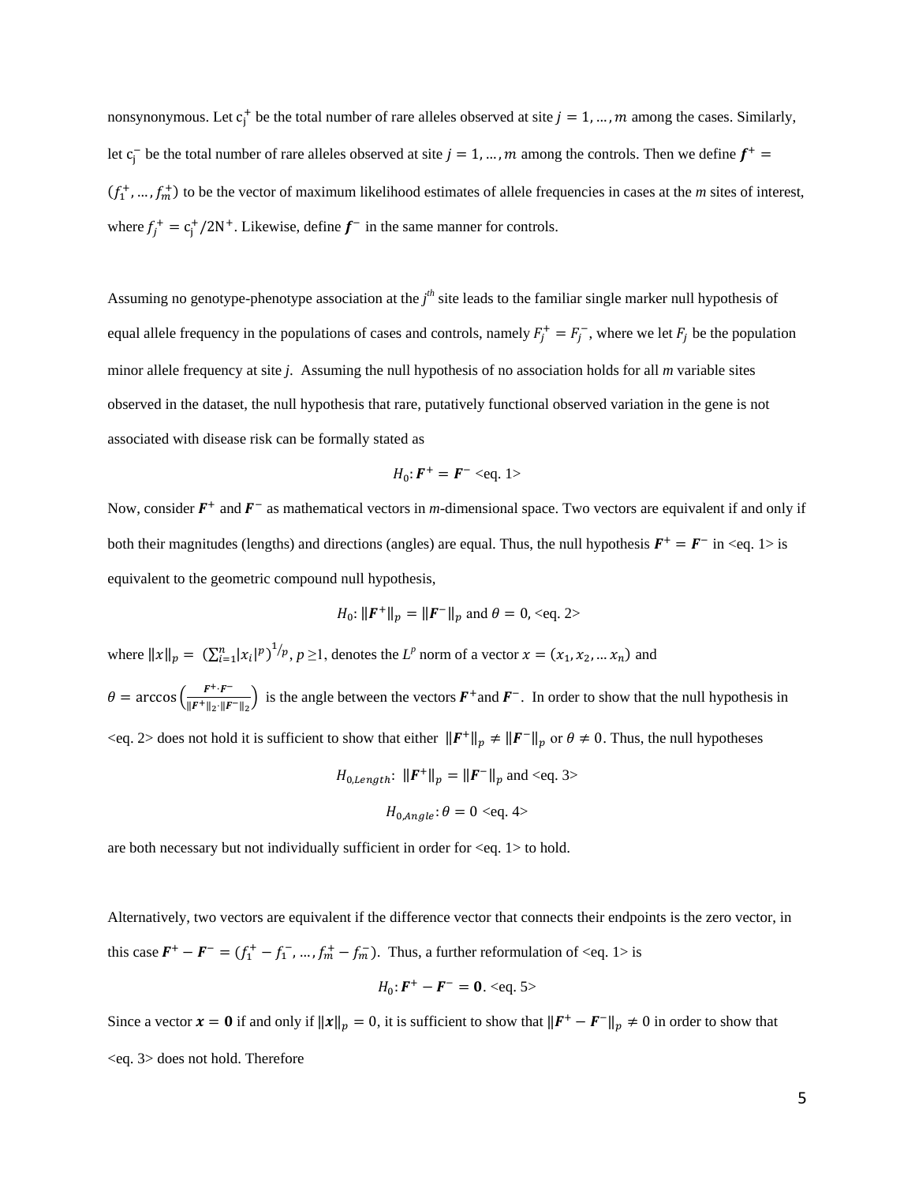nonsynonymous. Let $c_j^+$ be the total number of rare alleles observed at site $j = 1, \dots, m$ among the cases. Similarly, let $c_j^-$ be the total number of rare alleles observed at site $j = 1, \dots, m$ among the controls. Then we define $\boldsymbol{f}^+ = (f_1^+, \dots, f_m^+)$ to be the vector of maximum likelihood estimates of allele frequencies in cases at the *m* sites of interest, where $f_j^+ = c_j^+/2N^+$. Likewise, define $\boldsymbol{f}^-$ in the same manner for controls.

Assuming no genotype-phenotype association at the $j^{th}$ site leads to the familiar single marker null hypothesis of equal allele frequency in the populations of cases and controls, namely $F_j^+ = F_j^-$, where we let $F_j$ be the population minor allele frequency at site *j*. Assuming the null hypothesis of no association holds for all *m* variable sites observed in the dataset, the null hypothesis that rare, putatively functional observed variation in the gene is not associated with disease risk can be formally stated as

$$H_0: \boldsymbol{F}^+ = \boldsymbol{F}^- \text{ <eq. 1>}$$

Now, consider $\boldsymbol{F}^+$ and $\boldsymbol{F}^-$ as mathematical vectors in *m*-dimensional space. Two vectors are equivalent if and only if both their magnitudes (lengths) and directions (angles) are equal. Thus, the null hypothesis $\boldsymbol{F}^+ = \boldsymbol{F}^-$ in <eq. 1> is equivalent to the geometric compound null hypothesis,

$$H_0: \|\boldsymbol{F}^+\|_p = \|\boldsymbol{F}^-\|_p \text{ and } \theta = 0, \text{ <eq. 2>}$$

where $\|x\|_p = \left(\sum_{i=1}^{n} |x_i|^p\right)^{1/p}$, $p \geq 1$, denotes the $L^p$ norm of a vector $x = (x_1, x_2, \dots x_n)$ and $\theta = \arccos\left(\frac{\boldsymbol{F}^+ \cdot \boldsymbol{F}^-}{\|\boldsymbol{F}^+\|_2 \cdot \|\boldsymbol{F}^-\|_2}\right)$ is the angle between the vectors $\boldsymbol{F}^+$ and $\boldsymbol{F}^-$. In order to show that the null hypothesis in <eq. 2> does not hold it is sufficient to show that either $\|\boldsymbol{F}^+\|_p \neq \|\boldsymbol{F}^-\|_p$ or $\theta \neq 0$. Thus, the null hypotheses

$$H_{0,Length}: \|\boldsymbol{F}^+\|_p = \|\boldsymbol{F}^-\|_p \text{ and <eq. 3>}$$

$$H_{0,Angle}: \theta = 0 \text{ <eq. 4>}$$

are both necessary but not individually sufficient in order for <eq. 1> to hold.

Alternatively, two vectors are equivalent if the difference vector that connects their endpoints is the zero vector, in this case $\boldsymbol{F}^+ - \boldsymbol{F}^- = (f_1^+ - f_1^-, \dots, f_m^+ - f_m^-)$. Thus, a further reformulation of <eq. 1> is

$$H_0: \boldsymbol{F}^+ - \boldsymbol{F}^- = \boldsymbol{0}. \text{ <eq. 5>}$$

Since a vector $\boldsymbol{x} = \boldsymbol{0}$ if and only if $\|\boldsymbol{x}\|_p = 0$, it is sufficient to show that $\|\boldsymbol{F}^+ - \boldsymbol{F}^-\|_p \neq 0$ in order to show that <eq. 3> does not hold. Therefore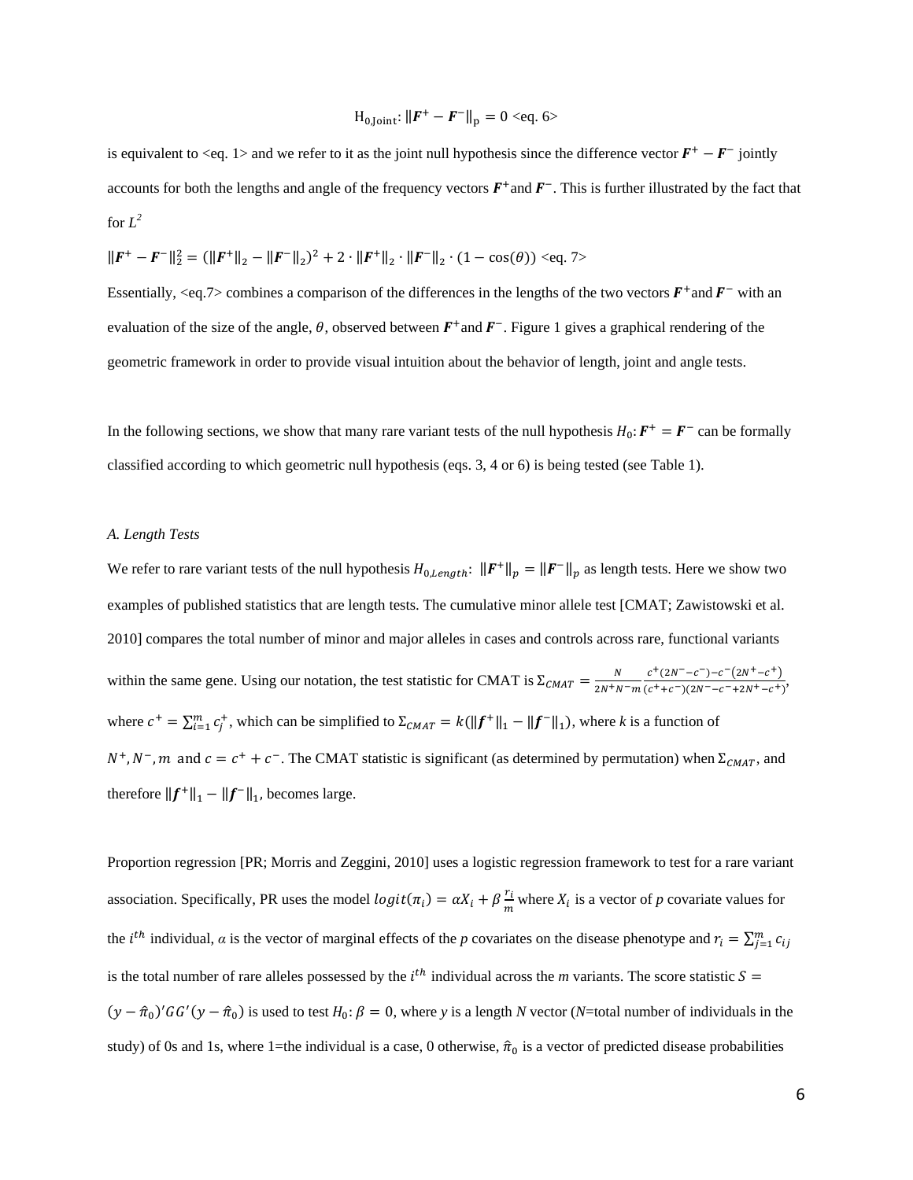$$\mathrm{H}_{0,\mathrm{Joint}}: \|\boldsymbol{F}^{+} - \boldsymbol{F}^{-}\|_{\mathrm{p}} = 0 \text{ <eq. 6>}$$

is equivalent to <eq. 1> and we refer to it as the joint null hypothesis since the difference vector $\boldsymbol{F}^{+} - \boldsymbol{F}^{-}$ jointly accounts for both the lengths and angle of the frequency vectors $\boldsymbol{F}^{+}$and $\boldsymbol{F}^{-}$. This is further illustrated by the fact that for $L^2$

$$\|\boldsymbol{F}^{+} - \boldsymbol{F}^{-}\|_2^2 = (\|\boldsymbol{F}^{+}\|_2 - \|\boldsymbol{F}^{-}\|_2)^2 + 2 \cdot \|\boldsymbol{F}^{+}\|_2 \cdot \|\boldsymbol{F}^{-}\|_2 \cdot (1 - \cos(\theta)) \text{ <eq. 7>}$$

Essentially, <eq.7> combines a comparison of the differences in the lengths of the two vectors $\boldsymbol{F}^{+}$and $\boldsymbol{F}^{-}$ with an evaluation of the size of the angle, $\theta$, observed between $\boldsymbol{F}^{+}$and $\boldsymbol{F}^{-}$. Figure 1 gives a graphical rendering of the geometric framework in order to provide visual intuition about the behavior of length, joint and angle tests.

In the following sections, we show that many rare variant tests of the null hypothesis $H_0: \boldsymbol{F}^{+} = \boldsymbol{F}^{-}$ can be formally classified according to which geometric null hypothesis (eqs. 3, 4 or 6) is being tested (see Table 1).

*A. Length Tests*

We refer to rare variant tests of the null hypothesis $H_{0,Length}$: $\|\boldsymbol{F}^{+}\|_p = \|\boldsymbol{F}^{-}\|_p$ as length tests. Here we show two examples of published statistics that are length tests. The cumulative minor allele test [CMAT; Zawistowski et al. 2010] compares the total number of minor and major alleles in cases and controls across rare, functional variants within the same gene. Using our notation, the test statistic for CMAT is $\Sigma_{CMAT} = \frac{N}{2N^{+}N^{-}m}\frac{c^{+}(2N^{-}-c^{-})-c^{-}(2N^{+}-c^{+})}{(c^{+}+c^{-})(2N^{-}-c^{-}+2N^{+}-c^{+})}$, where $c^{+} = \sum_{i=1}^{m} c_j^{+}$, which can be simplified to $\Sigma_{CMAT} = k(\|\boldsymbol{f}^{+}\|_1 - \|\boldsymbol{f}^{-}\|_1)$, where *k* is a function of $N^{+}, N^{-}, m$ and $c = c^{+} + c^{-}$. The CMAT statistic is significant (as determined by permutation) when $\Sigma_{CMAT}$, and therefore $\|\boldsymbol{f}^{+}\|_1 - \|\boldsymbol{f}^{-}\|_1$, becomes large.

Proportion regression [PR; Morris and Zeggini, 2010] uses a logistic regression framework to test for a rare variant association. Specifically, PR uses the model $logit(\pi_i) = \alpha X_i + \beta \frac{r_i}{m}$ where $X_i$ is a vector of *p* covariate values for the $i^{th}$ individual, *α* is the vector of marginal effects of the *p* covariates on the disease phenotype and $r_i = \sum_{j=1}^{m} c_{ij}$ is the total number of rare alleles possessed by the $i^{th}$ individual across the *m* variants. The score statistic $S = (y - \hat{\pi}_0)'GG'(y - \hat{\pi}_0)$ is used to test $H_0: \beta = 0$, where *y* is a length *N* vector (*N*=total number of individuals in the study) of 0s and 1s, where 1=the individual is a case, 0 otherwise, $\hat{\pi}_0$ is a vector of predicted disease probabilities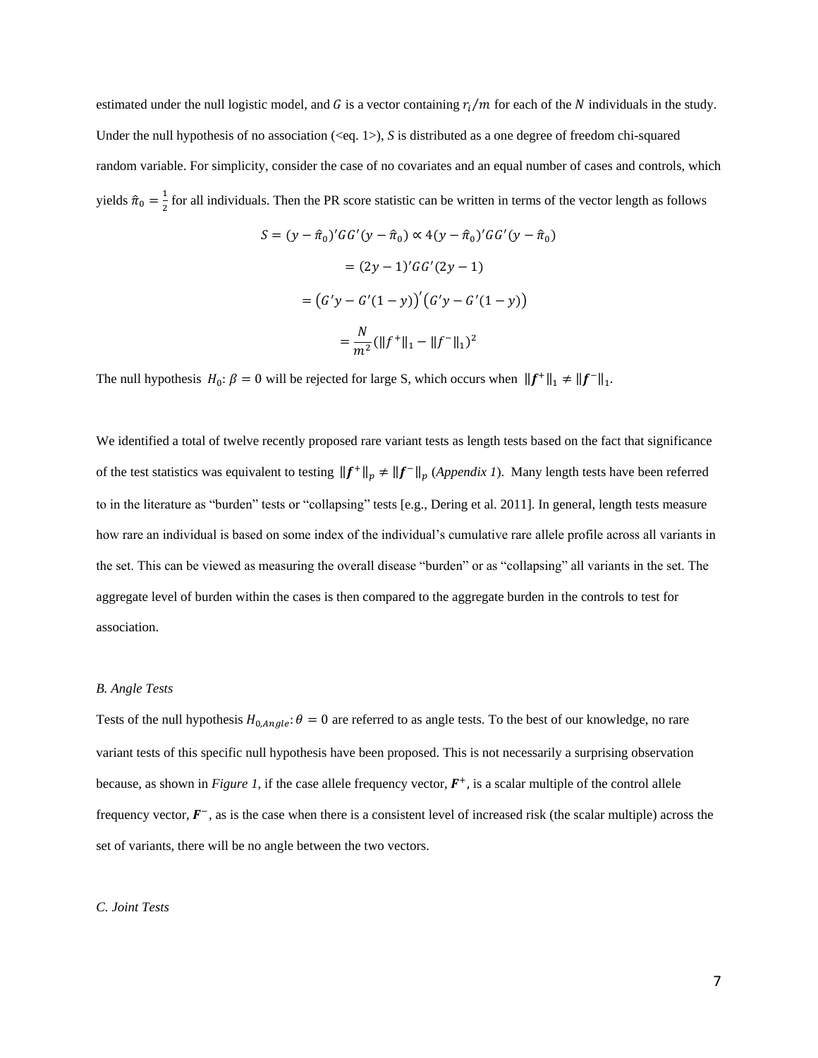estimated under the null logistic model, and $G$ is a vector containing $r_i/m$ for each of the $N$ individuals in the study. Under the null hypothesis of no association (<eq. 1>), $S$ is distributed as a one degree of freedom chi-squared random variable. For simplicity, consider the case of no covariates and an equal number of cases and controls, which yields $\hat{\pi}_0 = \frac{1}{2}$ for all individuals. Then the PR score statistic can be written in terms of the vector length as follows

$$S = (y - \hat{\pi}_0)'GG'(y - \hat{\pi}_0) \propto 4(y - \hat{\pi}_0)'GG'(y - \hat{\pi}_0)$$

$$= (2y - 1)'GG'(2y - 1)$$

$$= \big(G'y - G'(1 - y)\big)'\big(G'y - G'(1 - y)\big)$$

$$= \frac{N}{m^2}(\|f^+\|_1 - \|f^-\|_1)^2$$

The null hypothesis $H_0: \beta = 0$ will be rejected for large S, which occurs when $\|\boldsymbol{f}^+\|_1 \neq \|\boldsymbol{f}^-\|_1$.

We identified a total of twelve recently proposed rare variant tests as length tests based on the fact that significance of the test statistics was equivalent to testing $\|\boldsymbol{f}^+\|_p \neq \|\boldsymbol{f}^-\|_p$ (*Appendix 1*). Many length tests have been referred to in the literature as "burden" tests or "collapsing" tests [e.g., Dering et al. 2011]. In general, length tests measure how rare an individual is based on some index of the individual's cumulative rare allele profile across all variants in the set. This can be viewed as measuring the overall disease "burden" or as "collapsing" all variants in the set. The aggregate level of burden within the cases is then compared to the aggregate burden in the controls to test for association.

*B. Angle Tests*

Tests of the null hypothesis $H_{0,Angle}: \theta = 0$ are referred to as angle tests. To the best of our knowledge, no rare variant tests of this specific null hypothesis have been proposed. This is not necessarily a surprising observation because, as shown in *Figure 1*, if the case allele frequency vector, $\boldsymbol{F}^+$, is a scalar multiple of the control allele frequency vector, $\boldsymbol{F}^-$, as is the case when there is a consistent level of increased risk (the scalar multiple) across the set of variants, there will be no angle between the two vectors.

*C. Joint Tests*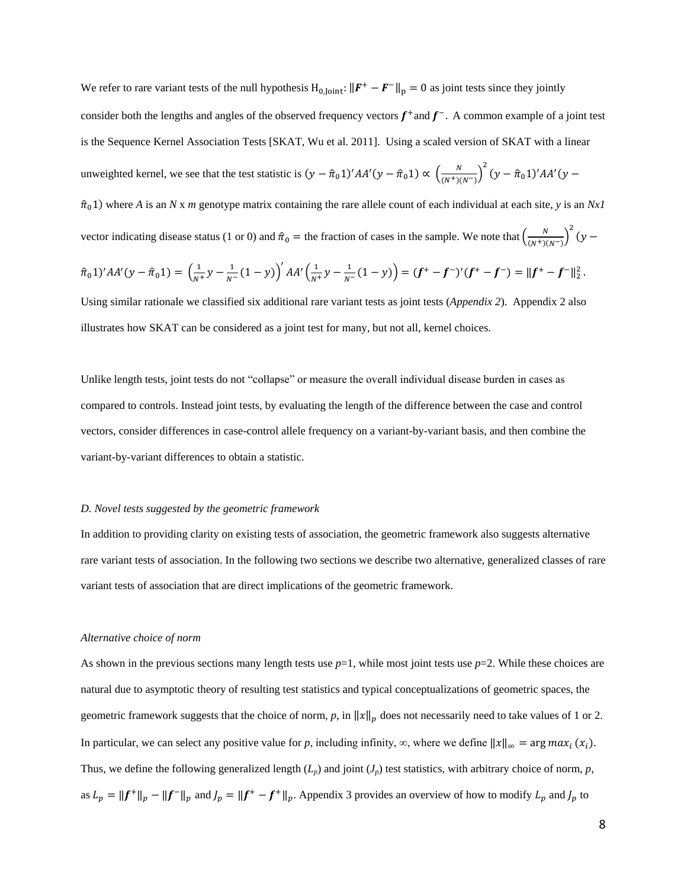We refer to rare variant tests of the null hypothesis $\mathrm{H}_{0,\mathrm{Joint}}$: $\|\boldsymbol{F}^{+} - \boldsymbol{F}^{-}\|_{\mathrm{p}} = 0$ as joint tests since they jointly consider both the lengths and angles of the observed frequency vectors $\boldsymbol{f}^{+}$and $\boldsymbol{f}^{-}$. A common example of a joint test is the Sequence Kernel Association Tests [SKAT, Wu et al. 2011]. Using a scaled version of SKAT with a linear unweighted kernel, we see that the test statistic is $(y - \hat{\pi}_0 1)'AA'(y - \hat{\pi}_0 1) \propto \left(\frac{N}{(N^{+})(N^{-})}\right)^2 (y - \hat{\pi}_0 1)'AA'(y - \hat{\pi}_0 1)$ where *A* is an *N* x *m* genotype matrix containing the rare allele count of each individual at each site, *y* is an *Nx1* vector indicating disease status (1 or 0) and $\hat{\pi}_0 =$ the fraction of cases in the sample. We note that $\left(\frac{N}{(N^{+})(N^{-})}\right)^2 (y - \hat{\pi}_0 1)'AA'(y - \hat{\pi}_0 1) = \left(\frac{1}{N^{+}} y - \frac{1}{N^{-}}(1 - y)\right)' AA' \left(\frac{1}{N^{+}} y - \frac{1}{N^{-}}(1 - y)\right) = (\boldsymbol{f}^{+} - \boldsymbol{f}^{-})'(\boldsymbol{f}^{+} - \boldsymbol{f}^{-}) = \|\boldsymbol{f}^{+} - \boldsymbol{f}^{-}\|_2^2$. Using similar rationale we classified six additional rare variant tests as joint tests (*Appendix 2*). Appendix 2 also illustrates how SKAT can be considered as a joint test for many, but not all, kernel choices.

Unlike length tests, joint tests do not "collapse" or measure the overall individual disease burden in cases as compared to controls. Instead joint tests, by evaluating the length of the difference between the case and control vectors, consider differences in case-control allele frequency on a variant-by-variant basis, and then combine the variant-by-variant differences to obtain a statistic.

*D. Novel tests suggested by the geometric framework*

In addition to providing clarity on existing tests of association, the geometric framework also suggests alternative rare variant tests of association. In the following two sections we describe two alternative, generalized classes of rare variant tests of association that are direct implications of the geometric framework.

*Alternative choice of norm*

As shown in the previous sections many length tests use *p*=1, while most joint tests use *p*=2. While these choices are natural due to asymptotic theory of resulting test statistics and typical conceptualizations of geometric spaces, the geometric framework suggests that the choice of norm, *p*, in $\|x\|_p$ does not necessarily need to take values of 1 or 2. In particular, we can select any positive value for *p*, including infinity, ∞, where we define $\|x\|_\infty = \arg max_i\,(x_i)$. Thus, we define the following generalized length ($L_p$) and joint ($J_p$) test statistics, with arbitrary choice of norm, *p*, as $L_p = \|\boldsymbol{f}^{+}\|_p - \|\boldsymbol{f}^{-}\|_p$ and $J_p = \|\boldsymbol{f}^{+} - \boldsymbol{f}^{+}\|_p$. Appendix 3 provides an overview of how to modify $L_p$ and $J_p$ to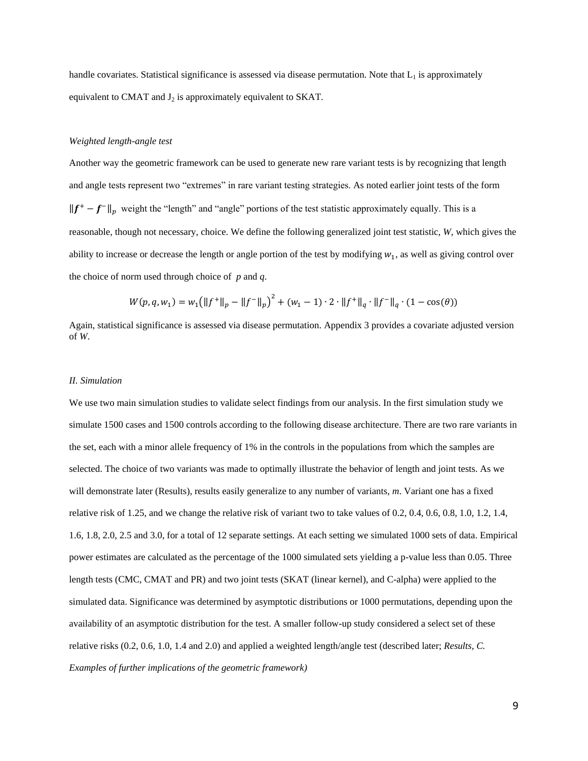handle covariates. Statistical significance is assessed via disease permutation. Note that $L_1$ is approximately equivalent to CMAT and $J_2$ is approximately equivalent to SKAT.

*Weighted length-angle test*

Another way the geometric framework can be used to generate new rare variant tests is by recognizing that length and angle tests represent two "extremes" in rare variant testing strategies. As noted earlier joint tests of the form $\|\boldsymbol{f}^+ - \boldsymbol{f}^-\|_p$ weight the "length" and "angle" portions of the test statistic approximately equally. This is a reasonable, though not necessary, choice. We define the following generalized joint test statistic, *W*, which gives the ability to increase or decrease the length or angle portion of the test by modifying $w_1$, as well as giving control over the choice of norm used through choice of *p* and *q*.

$$W(p, q, w_1) = w_1\left(\|f^+\|_p - \|f^-\|_p\right)^2 + (w_1 - 1) \cdot 2 \cdot \|f^+\|_q \cdot \|f^-\|_q \cdot (1 - \cos(\theta))$$

Again, statistical significance is assessed via disease permutation. Appendix 3 provides a covariate adjusted version of *W*.

*II. Simulation*

We use two main simulation studies to validate select findings from our analysis. In the first simulation study we simulate 1500 cases and 1500 controls according to the following disease architecture. There are two rare variants in the set, each with a minor allele frequency of 1% in the controls in the populations from which the samples are selected. The choice of two variants was made to optimally illustrate the behavior of length and joint tests. As we will demonstrate later (Results), results easily generalize to any number of variants, *m*. Variant one has a fixed relative risk of 1.25, and we change the relative risk of variant two to take values of 0.2, 0.4, 0.6, 0.8, 1.0, 1.2, 1.4, 1.6, 1.8, 2.0, 2.5 and 3.0, for a total of 12 separate settings. At each setting we simulated 1000 sets of data. Empirical power estimates are calculated as the percentage of the 1000 simulated sets yielding a p-value less than 0.05. Three length tests (CMC, CMAT and PR) and two joint tests (SKAT (linear kernel), and C-alpha) were applied to the simulated data. Significance was determined by asymptotic distributions or 1000 permutations, depending upon the availability of an asymptotic distribution for the test. A smaller follow-up study considered a select set of these relative risks (0.2, 0.6, 1.0, 1.4 and 2.0) and applied a weighted length/angle test (described later; *Results, C. Examples of further implications of the geometric framework)*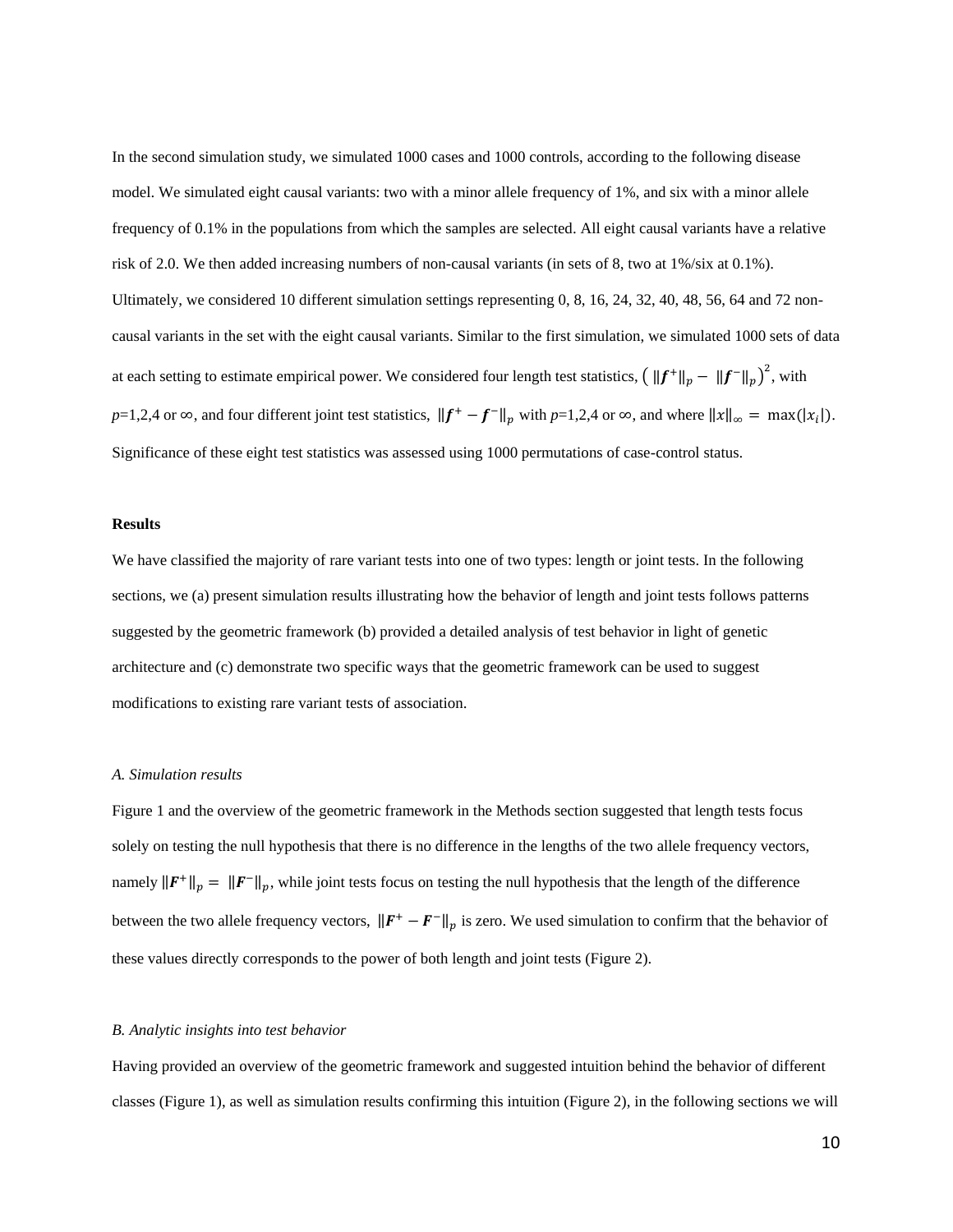In the second simulation study, we simulated 1000 cases and 1000 controls, according to the following disease model. We simulated eight causal variants: two with a minor allele frequency of 1%, and six with a minor allele frequency of 0.1% in the populations from which the samples are selected. All eight causal variants have a relative risk of 2.0. We then added increasing numbers of non-causal variants (in sets of 8, two at 1%/six at 0.1%). Ultimately, we considered 10 different simulation settings representing 0, 8, 16, 24, 32, 40, 48, 56, 64 and 72 non-causal variants in the set with the eight causal variants. Similar to the first simulation, we simulated 1000 sets of data at each setting to estimate empirical power. We considered four length test statistics, $\left( \|\boldsymbol{f}^{+}\|_p - \|\boldsymbol{f}^{-}\|_p \right)^2$, with $p$=1,2,4 or $\infty$, and four different joint test statistics, $\|\boldsymbol{f}^{+} - \boldsymbol{f}^{-}\|_p$ with $p$=1,2,4 or $\infty$, and where $\|x\|_\infty = \max(|x_i|)$. Significance of these eight test statistics was assessed using 1000 permutations of case-control status.

**Results**

We have classified the majority of rare variant tests into one of two types: length or joint tests. In the following sections, we (a) present simulation results illustrating how the behavior of length and joint tests follows patterns suggested by the geometric framework (b) provided a detailed analysis of test behavior in light of genetic architecture and (c) demonstrate two specific ways that the geometric framework can be used to suggest modifications to existing rare variant tests of association.

*A. Simulation results*

Figure 1 and the overview of the geometric framework in the Methods section suggested that length tests focus solely on testing the null hypothesis that there is no difference in the lengths of the two allele frequency vectors, namely $\|\boldsymbol{F}^{+}\|_p = \|\boldsymbol{F}^{-}\|_p$, while joint tests focus on testing the null hypothesis that the length of the difference between the two allele frequency vectors, $\|\boldsymbol{F}^{+} - \boldsymbol{F}^{-}\|_p$ is zero. We used simulation to confirm that the behavior of these values directly corresponds to the power of both length and joint tests (Figure 2).

*B. Analytic insights into test behavior*

Having provided an overview of the geometric framework and suggested intuition behind the behavior of different classes (Figure 1), as well as simulation results confirming this intuition (Figure 2), in the following sections we will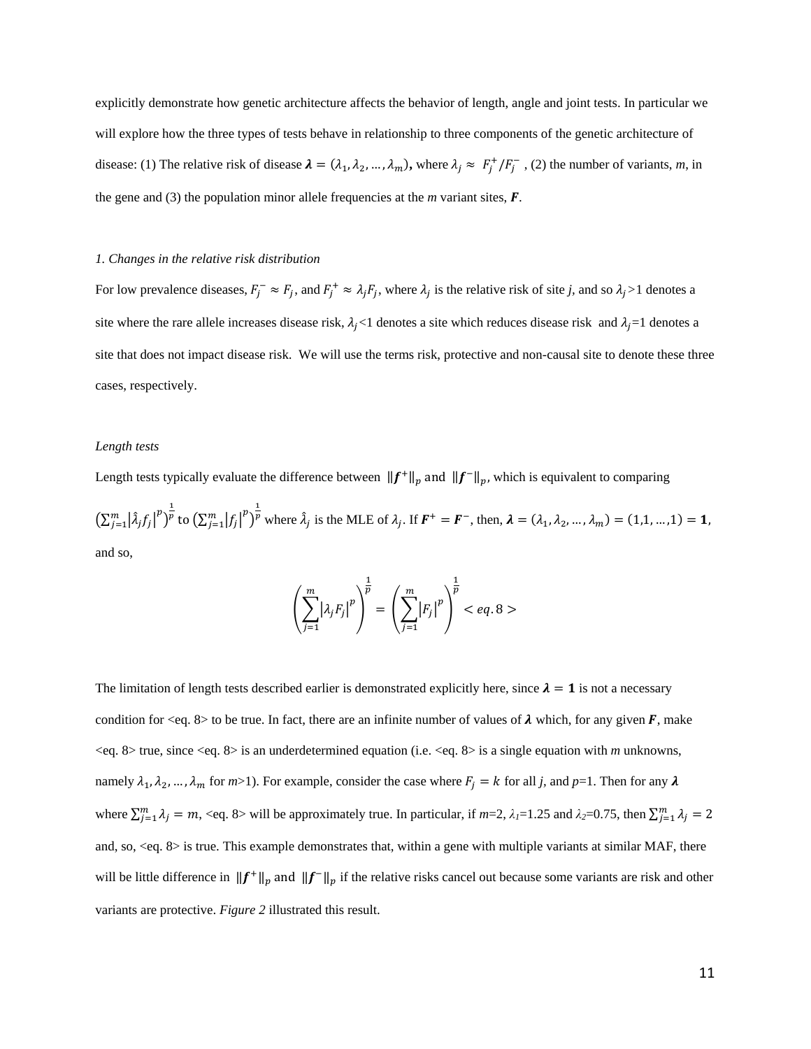explicitly demonstrate how genetic architecture affects the behavior of length, angle and joint tests. In particular we will explore how the three types of tests behave in relationship to three components of the genetic architecture of disease: (1) The relative risk of disease $\boldsymbol{\lambda} = (\lambda_1, \lambda_2, \ldots, \lambda_m)$, where $\lambda_j \approx F_j^+/F_j^-$ , (2) the number of variants, *m*, in the gene and (3) the population minor allele frequencies at the *m* variant sites, $\boldsymbol{F}$.

*1. Changes in the relative risk distribution*

For low prevalence diseases, $F_j^- \approx F_j$, and $F_j^+ \approx \lambda_j F_j$, where $\lambda_j$ is the relative risk of site *j*, and so $\lambda_j$ >1 denotes a site where the rare allele increases disease risk, $\lambda_j$<1 denotes a site which reduces disease risk and $\lambda_j$=1 denotes a site that does not impact disease risk. We will use the terms risk, protective and non-causal site to denote these three cases, respectively.

*Length tests*

Length tests typically evaluate the difference between $\|\boldsymbol{f}^+\|_p$ and $\|\boldsymbol{f}^-\|_p$, which is equivalent to comparing $\left(\sum_{j=1}^m |\hat{\lambda}_j f_j|^p\right)^{\frac{1}{p}}$ to $\left(\sum_{j=1}^m |f_j|^p\right)^{\frac{1}{p}}$ where $\hat{\lambda}_j$ is the MLE of $\lambda_j$. If $\boldsymbol{F}^+ = \boldsymbol{F}^-$, then, $\boldsymbol{\lambda} = (\lambda_1, \lambda_2, \ldots, \lambda_m) = (1,1,\ldots,1) = \boldsymbol{1}$, and so,

$$\left(\sum_{j=1}^m |\lambda_j F_j|^p\right)^{\frac{1}{p}} = \left(\sum_{j=1}^m |F_j|^p\right)^{\frac{1}{p}} < eq.8 >$$

The limitation of length tests described earlier is demonstrated explicitly here, since $\boldsymbol{\lambda} = \boldsymbol{1}$ is not a necessary condition for <eq. 8> to be true. In fact, there are an infinite number of values of $\boldsymbol{\lambda}$ which, for any given $\boldsymbol{F}$, make <eq. 8> true, since <eq. 8> is an underdetermined equation (i.e. <eq. 8> is a single equation with *m* unknowns, namely $\lambda_1, \lambda_2, \ldots, \lambda_m$ for *m*>1). For example, consider the case where $F_j = k$ for all *j*, and *p*=1. Then for any $\boldsymbol{\lambda}$ where $\sum_{j=1}^m \lambda_j = m$, <eq. 8> will be approximately true. In particular, if *m*=2, $\lambda_1$=1.25 and $\lambda_2$=0.75, then $\sum_{j=1}^m \lambda_j = 2$ and, so, <eq. 8> is true. This example demonstrates that, within a gene with multiple variants at similar MAF, there will be little difference in $\|\boldsymbol{f}^+\|_p$ and $\|\boldsymbol{f}^-\|_p$ if the relative risks cancel out because some variants are risk and other variants are protective. *Figure 2* illustrated this result.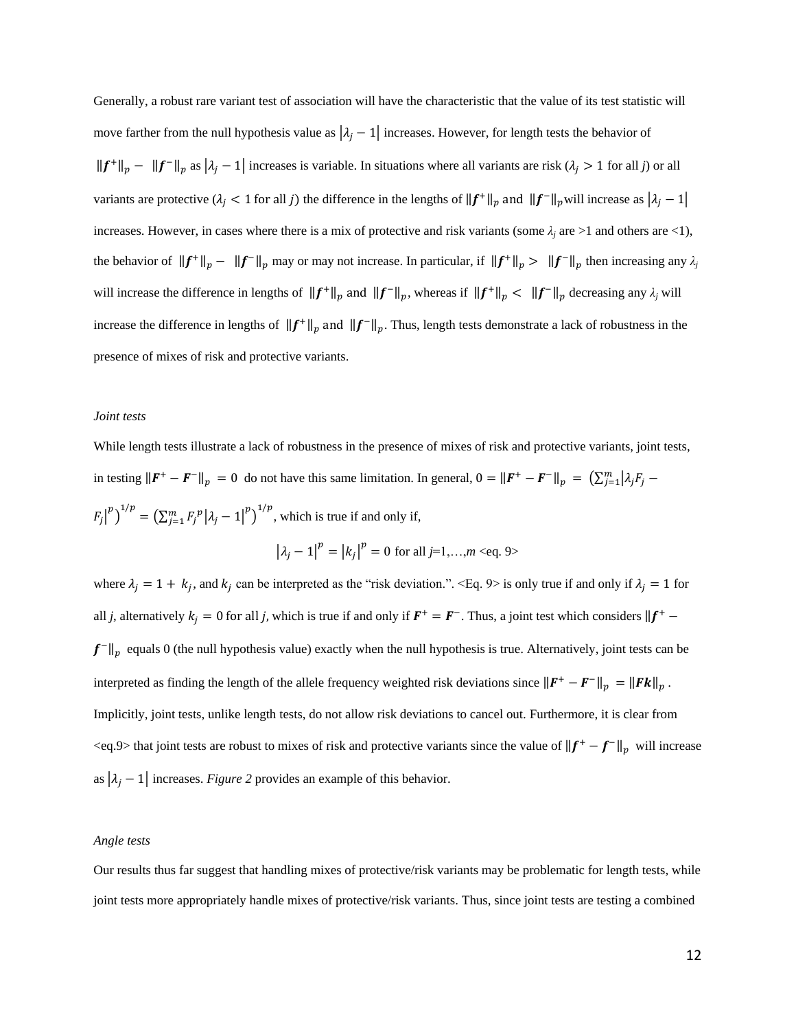Generally, a robust rare variant test of association will have the characteristic that the value of its test statistic will move farther from the null hypothesis value as $|\lambda_j - 1|$ increases. However, for length tests the behavior of $\|\boldsymbol{f}^{+}\|_p - \|\boldsymbol{f}^{-}\|_p$ as $|\lambda_j - 1|$ increases is variable. In situations where all variants are risk ($\lambda_j > 1$ for all *j*) or all variants are protective ($\lambda_j < 1$ for all *j*) the difference in the lengths of $\|\boldsymbol{f}^{+}\|_p$ and $\|\boldsymbol{f}^{-}\|_p$ will increase as $|\lambda_j - 1|$ increases. However, in cases where there is a mix of protective and risk variants (some $\lambda_j$ are >1 and others are <1), the behavior of $\|\boldsymbol{f}^{+}\|_p - \|\boldsymbol{f}^{-}\|_p$ may or may not increase. In particular, if $\|\boldsymbol{f}^{+}\|_p > \|\boldsymbol{f}^{-}\|_p$ then increasing any $\lambda_j$ will increase the difference in lengths of $\|\boldsymbol{f}^{+}\|_p$ and $\|\boldsymbol{f}^{-}\|_p$, whereas if $\|\boldsymbol{f}^{+}\|_p < \|\boldsymbol{f}^{-}\|_p$ decreasing any $\lambda_j$ will increase the difference in lengths of $\|\boldsymbol{f}^{+}\|_p$ and $\|\boldsymbol{f}^{-}\|_p$. Thus, length tests demonstrate a lack of robustness in the presence of mixes of risk and protective variants.

*Joint tests*

While length tests illustrate a lack of robustness in the presence of mixes of risk and protective variants, joint tests, in testing $\|\boldsymbol{F}^{+} - \boldsymbol{F}^{-}\|_p = 0$ do not have this same limitation. In general, $0 = \|\boldsymbol{F}^{+} - \boldsymbol{F}^{-}\|_p = \left(\sum_{j=1}^{m} |\lambda_j F_j - F_j|^p\right)^{1/p} = \left(\sum_{j=1}^{m} F_j{}^p |\lambda_j - 1|^p\right)^{1/p}$, which is true if and only if,

$$|\lambda_j - 1|^p = |k_j|^p = 0 \text{ for all } j=1,\ldots,m \text{ <eq. 9>}$$

where $\lambda_j = 1 + k_j$, and $k_j$ can be interpreted as the "risk deviation.". <Eq. 9> is only true if and only if $\lambda_j = 1$ for all *j*, alternatively $k_j = 0$ for all *j*, which is true if and only if $\boldsymbol{F}^{+} = \boldsymbol{F}^{-}$. Thus, a joint test which considers $\|\boldsymbol{f}^{+} - \boldsymbol{f}^{-}\|_p$ equals 0 (the null hypothesis value) exactly when the null hypothesis is true. Alternatively, joint tests can be interpreted as finding the length of the allele frequency weighted risk deviations since $\|\boldsymbol{F}^{+} - \boldsymbol{F}^{-}\|_p = \|\boldsymbol{F}\boldsymbol{k}\|_p$. Implicitly, joint tests, unlike length tests, do not allow risk deviations to cancel out. Furthermore, it is clear from <eq.9> that joint tests are robust to mixes of risk and protective variants since the value of $\|\boldsymbol{f}^{+} - \boldsymbol{f}^{-}\|_p$ will increase as $|\lambda_j - 1|$ increases. *Figure 2* provides an example of this behavior.

*Angle tests*

Our results thus far suggest that handling mixes of protective/risk variants may be problematic for length tests, while joint tests more appropriately handle mixes of protective/risk variants. Thus, since joint tests are testing a combined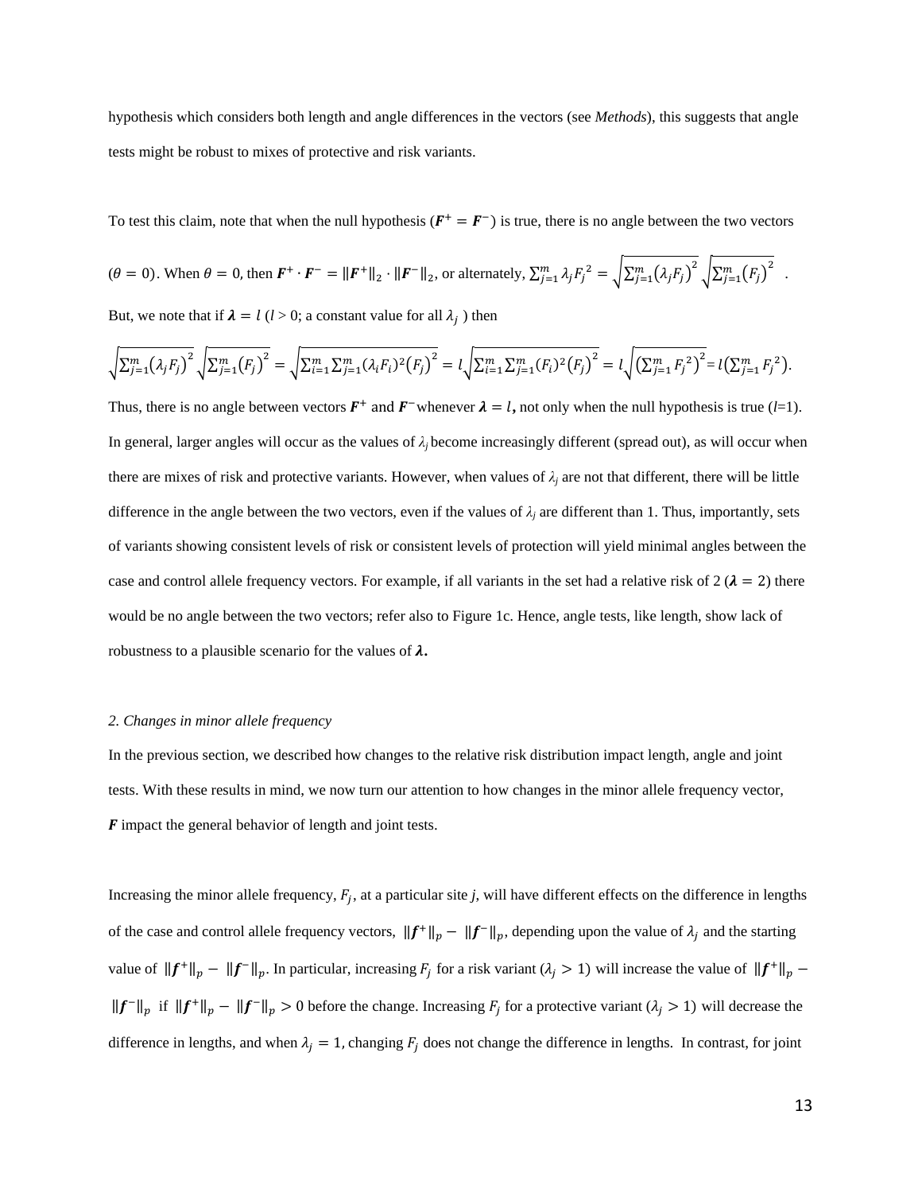hypothesis which considers both length and angle differences in the vectors (see *Methods*), this suggests that angle tests might be robust to mixes of protective and risk variants.

To test this claim, note that when the null hypothesis ($\boldsymbol{F}^{+} = \boldsymbol{F}^{-}$) is true, there is no angle between the two vectors ($\theta = 0$). When $\theta = 0$, then $\boldsymbol{F}^{+} \cdot \boldsymbol{F}^{-} = \|\boldsymbol{F}^{+}\|_2 \cdot \|\boldsymbol{F}^{-}\|_2$, or alternately, $\sum_{j=1}^{m} \lambda_j {F_j}^2 = \sqrt{\sum_{j=1}^{m} (\lambda_j F_j)^2} \sqrt{\sum_{j=1}^{m} (F_j)^2}$ .

But, we note that if $\boldsymbol{\lambda} = l$ ($l > 0$; a constant value for all $\lambda_j$ ) then

$$\sqrt{\sum_{j=1}^{m} (\lambda_j F_j)^2} \sqrt{\sum_{j=1}^{m} (F_j)^2} = \sqrt{\sum_{i=1}^{m} \sum_{j=1}^{m} (\lambda_i F_i)^2 (F_j)^2} = l\sqrt{\sum_{i=1}^{m} \sum_{j=1}^{m} (F_i)^2 (F_j)^2} = l\sqrt{\left(\sum_{j=1}^{m} {F_j}^2\right)^2} = l\left(\sum_{j=1}^{m} {F_j}^2\right).$$

Thus, there is no angle between vectors $\boldsymbol{F}^{+}$ and $\boldsymbol{F}^{-}$whenever $\boldsymbol{\lambda} = l$**,** not only when the null hypothesis is true ($l$=1). In general, larger angles will occur as the values of $\lambda_j$ become increasingly different (spread out), as will occur when there are mixes of risk and protective variants. However, when values of $\lambda_j$ are not that different, there will be little difference in the angle between the two vectors, even if the values of $\lambda_j$ are different than 1. Thus, importantly, sets of variants showing consistent levels of risk or consistent levels of protection will yield minimal angles between the case and control allele frequency vectors. For example, if all variants in the set had a relative risk of 2 ($\boldsymbol{\lambda} = 2$) there would be no angle between the two vectors; refer also to Figure 1c. Hence, angle tests, like length, show lack of robustness to a plausible scenario for the values of $\boldsymbol{\lambda}$**.**

*2. Changes in minor allele frequency*

In the previous section, we described how changes to the relative risk distribution impact length, angle and joint tests. With these results in mind, we now turn our attention to how changes in the minor allele frequency vector, $\boldsymbol{F}$ impact the general behavior of length and joint tests.

Increasing the minor allele frequency, $F_j$, at a particular site $j$, will have different effects on the difference in lengths of the case and control allele frequency vectors, $\|\boldsymbol{f}^{+}\|_p - \|\boldsymbol{f}^{-}\|_p$, depending upon the value of $\lambda_j$ and the starting value of $\|\boldsymbol{f}^{+}\|_p - \|\boldsymbol{f}^{-}\|_p$. In particular, increasing $F_j$ for a risk variant ($\lambda_j > 1$) will increase the value of $\|\boldsymbol{f}^{+}\|_p - \|\boldsymbol{f}^{-}\|_p$ if $\|\boldsymbol{f}^{+}\|_p - \|\boldsymbol{f}^{-}\|_p > 0$ before the change. Increasing $F_j$ for a protective variant ($\lambda_j > 1$) will decrease the difference in lengths, and when $\lambda_j = 1$, changing $F_j$ does not change the difference in lengths. In contrast, for joint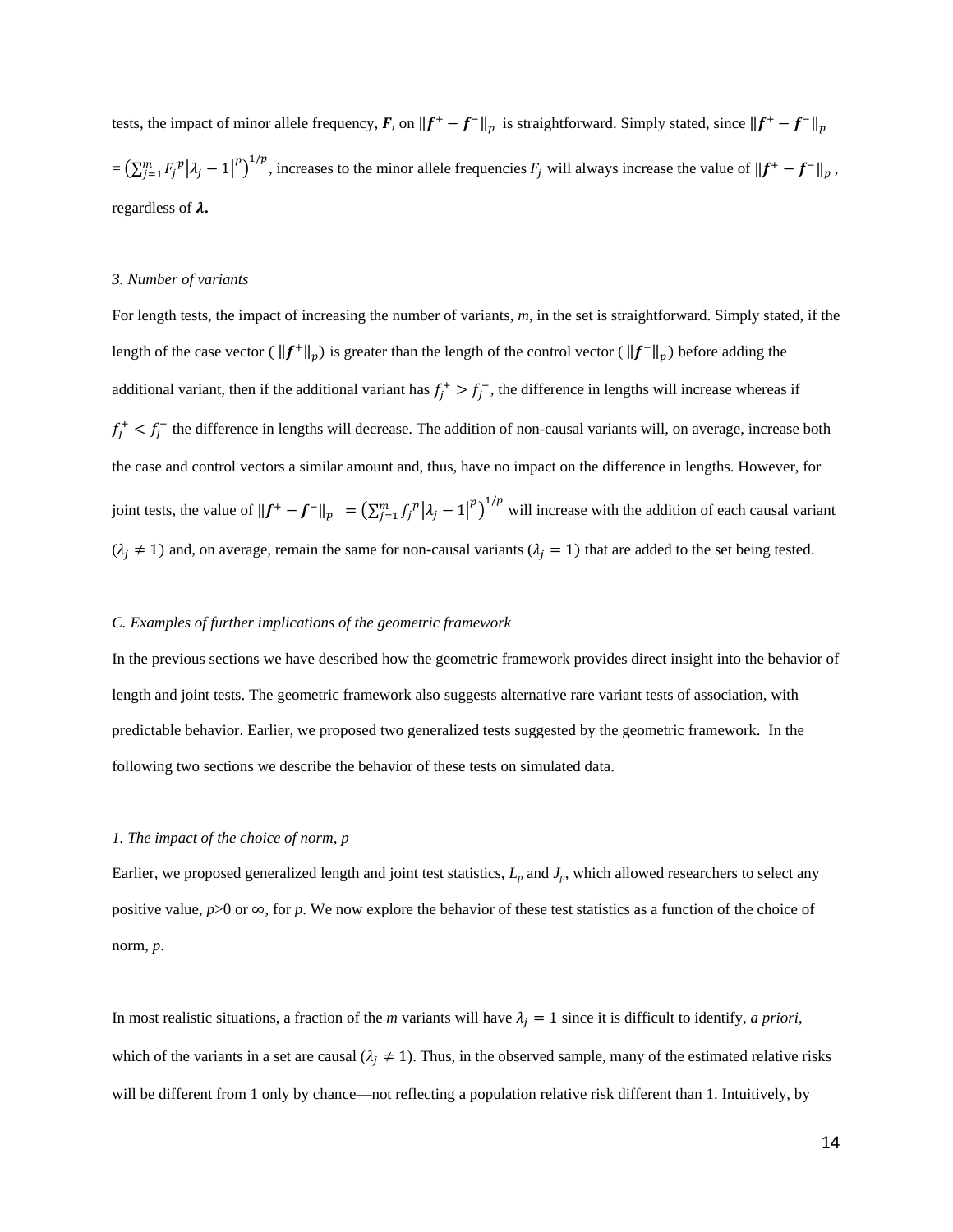tests, the impact of minor allele frequency, $\boldsymbol{F}$, on $\|\boldsymbol{f}^{+} - \boldsymbol{f}^{-}\|_p$ is straightforward. Simply stated, since $\|\boldsymbol{f}^{+} - \boldsymbol{f}^{-}\|_p$ $= \left(\sum_{j=1}^{m} F_j{}^p |\lambda_j - 1|^p\right)^{1/p}$, increases to the minor allele frequencies $F_j$ will always increase the value of $\|\boldsymbol{f}^{+} - \boldsymbol{f}^{-}\|_p$, regardless of $\boldsymbol{\lambda}$.

*3. Number of variants*

For length tests, the impact of increasing the number of variants, *m*, in the set is straightforward. Simply stated, if the length of the case vector ( $\|\boldsymbol{f}^{+}\|_p$) is greater than the length of the control vector ( $\|\boldsymbol{f}^{-}\|_p$) before adding the additional variant, then if the additional variant has $f_j^{+} > f_j^{-}$, the difference in lengths will increase whereas if $f_j^{+} < f_j^{-}$ the difference in lengths will decrease. The addition of non-causal variants will, on average, increase both the case and control vectors a similar amount and, thus, have no impact on the difference in lengths. However, for joint tests, the value of $\|\boldsymbol{f}^{+} - \boldsymbol{f}^{-}\|_p \;= \left(\sum_{j=1}^{m} f_j{}^p |\lambda_j - 1|^p\right)^{1/p}$ will increase with the addition of each causal variant ($\lambda_j \neq 1$) and, on average, remain the same for non-causal variants ($\lambda_j = 1$) that are added to the set being tested.

*C. Examples of further implications of the geometric framework*

In the previous sections we have described how the geometric framework provides direct insight into the behavior of length and joint tests. The geometric framework also suggests alternative rare variant tests of association, with predictable behavior. Earlier, we proposed two generalized tests suggested by the geometric framework. In the following two sections we describe the behavior of these tests on simulated data.

*1. The impact of the choice of norm, p*

Earlier, we proposed generalized length and joint test statistics, $L_p$ and $J_p$, which allowed researchers to select any positive value, $p>0$ or $\infty$, for *p*. We now explore the behavior of these test statistics as a function of the choice of norm, *p*.

In most realistic situations, a fraction of the *m* variants will have $\lambda_j = 1$ since it is difficult to identify, *a priori*, which of the variants in a set are causal ($\lambda_j \neq 1$). Thus, in the observed sample, many of the estimated relative risks will be different from 1 only by chance—not reflecting a population relative risk different than 1. Intuitively, by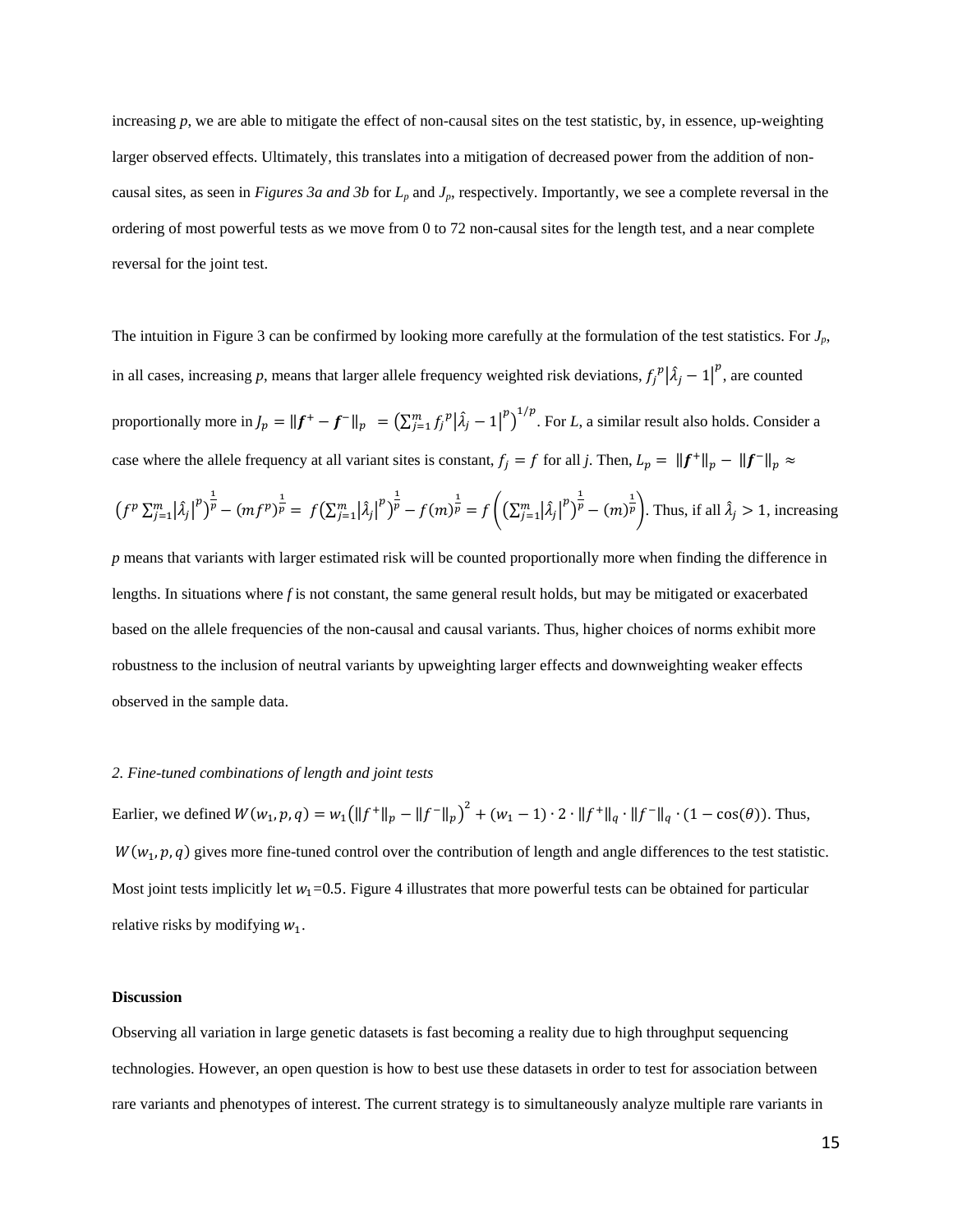increasing *p*, we are able to mitigate the effect of non-causal sites on the test statistic, by, in essence, up-weighting larger observed effects. Ultimately, this translates into a mitigation of decreased power from the addition of non-causal sites, as seen in *Figures 3a and 3b* for $L_p$ and $J_p$, respectively. Importantly, we see a complete reversal in the ordering of most powerful tests as we move from 0 to 72 non-causal sites for the length test, and a near complete reversal for the joint test.

The intuition in Figure 3 can be confirmed by looking more carefully at the formulation of the test statistics. For $J_p$, in all cases, increasing *p*, means that larger allele frequency weighted risk deviations, ${f_j}^p\left|\hat{\lambda}_j - 1\right|^p$, are counted proportionally more in $J_p = \|\boldsymbol{f}^+ - \boldsymbol{f}^-\|_p \; = \left(\sum_{j=1}^m {f_j}^p\left|\hat{\lambda}_j - 1\right|^p\right)^{1/p}$. For *L*, a similar result also holds. Consider a case where the allele frequency at all variant sites is constant, $f_j = f$ for all *j*. Then, $L_p = \|\boldsymbol{f}^+\|_p - \|\boldsymbol{f}^-\|_p \approx \left(f^p \sum_{j=1}^m \left|\hat{\lambda}_j\right|^p\right)^{\frac{1}{p}} - (mf^p)^{\frac{1}{p}} = f\left(\sum_{j=1}^m \left|\hat{\lambda}_j\right|^p\right)^{\frac{1}{p}} - f(m)^{\frac{1}{p}} = f\left(\left(\sum_{j=1}^m \left|\hat{\lambda}_j\right|^p\right)^{\frac{1}{p}} - (m)^{\frac{1}{p}}\right)$. Thus, if all $\hat{\lambda}_j > 1$, increasing *p* means that variants with larger estimated risk will be counted proportionally more when finding the difference in lengths. In situations where *f* is not constant, the same general result holds, but may be mitigated or exacerbated based on the allele frequencies of the non-causal and causal variants. Thus, higher choices of norms exhibit more robustness to the inclusion of neutral variants by upweighting larger effects and downweighting weaker effects observed in the sample data.

*2. Fine-tuned combinations of length and joint tests*

Earlier, we defined $W(w_1, p, q) = w_1\left(\|f^+\|_p - \|f^-\|_p\right)^2 + (w_1 - 1) \cdot 2 \cdot \|f^+\|_q \cdot \|f^-\|_q \cdot (1 - \cos(\theta))$. Thus, $W(w_1, p, q)$ gives more fine-tuned control over the contribution of length and angle differences to the test statistic. Most joint tests implicitly let $w_1$=0.5. Figure 4 illustrates that more powerful tests can be obtained for particular relative risks by modifying $w_1$.

**Discussion**

Observing all variation in large genetic datasets is fast becoming a reality due to high throughput sequencing technologies. However, an open question is how to best use these datasets in order to test for association between rare variants and phenotypes of interest. The current strategy is to simultaneously analyze multiple rare variants in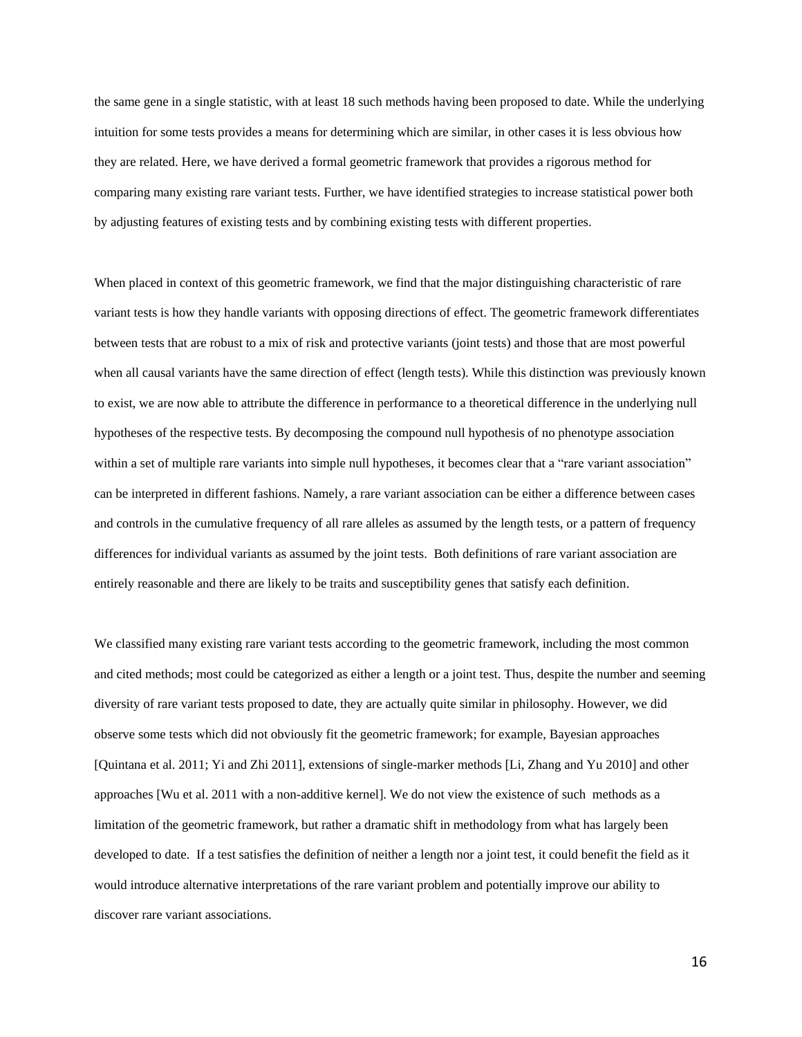the same gene in a single statistic, with at least 18 such methods having been proposed to date. While the underlying intuition for some tests provides a means for determining which are similar, in other cases it is less obvious how they are related. Here, we have derived a formal geometric framework that provides a rigorous method for comparing many existing rare variant tests. Further, we have identified strategies to increase statistical power both by adjusting features of existing tests and by combining existing tests with different properties.

When placed in context of this geometric framework, we find that the major distinguishing characteristic of rare variant tests is how they handle variants with opposing directions of effect. The geometric framework differentiates between tests that are robust to a mix of risk and protective variants (joint tests) and those that are most powerful when all causal variants have the same direction of effect (length tests). While this distinction was previously known to exist, we are now able to attribute the difference in performance to a theoretical difference in the underlying null hypotheses of the respective tests. By decomposing the compound null hypothesis of no phenotype association within a set of multiple rare variants into simple null hypotheses, it becomes clear that a "rare variant association" can be interpreted in different fashions. Namely, a rare variant association can be either a difference between cases and controls in the cumulative frequency of all rare alleles as assumed by the length tests, or a pattern of frequency differences for individual variants as assumed by the joint tests. Both definitions of rare variant association are entirely reasonable and there are likely to be traits and susceptibility genes that satisfy each definition.

We classified many existing rare variant tests according to the geometric framework, including the most common and cited methods; most could be categorized as either a length or a joint test. Thus, despite the number and seeming diversity of rare variant tests proposed to date, they are actually quite similar in philosophy. However, we did observe some tests which did not obviously fit the geometric framework; for example, Bayesian approaches [Quintana et al. 2011; Yi and Zhi 2011], extensions of single-marker methods [Li, Zhang and Yu 2010] and other approaches [Wu et al. 2011 with a non-additive kernel]. We do not view the existence of such methods as a limitation of the geometric framework, but rather a dramatic shift in methodology from what has largely been developed to date. If a test satisfies the definition of neither a length nor a joint test, it could benefit the field as it would introduce alternative interpretations of the rare variant problem and potentially improve our ability to discover rare variant associations.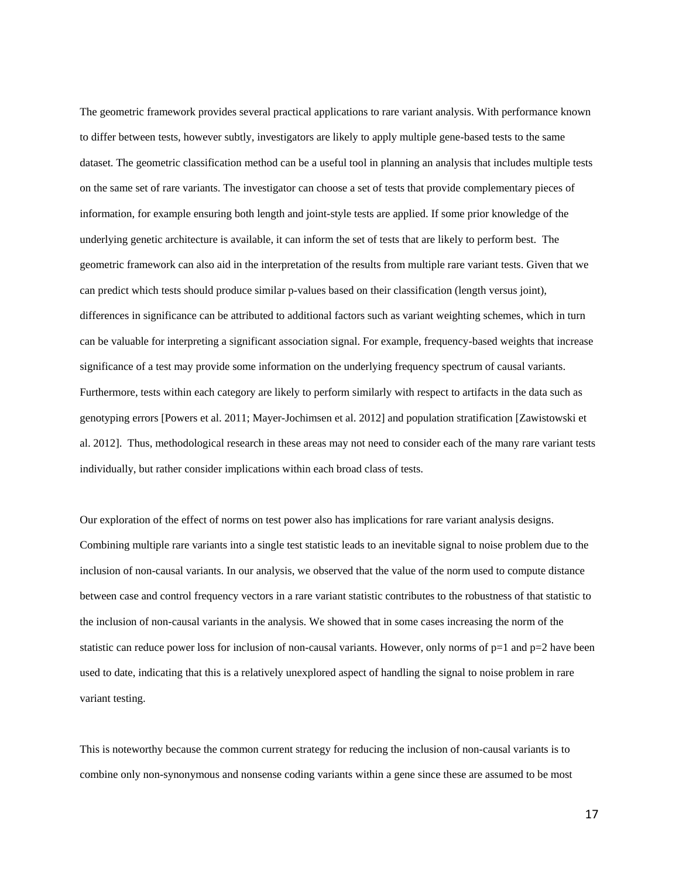The geometric framework provides several practical applications to rare variant analysis. With performance known to differ between tests, however subtly, investigators are likely to apply multiple gene-based tests to the same dataset. The geometric classification method can be a useful tool in planning an analysis that includes multiple tests on the same set of rare variants. The investigator can choose a set of tests that provide complementary pieces of information, for example ensuring both length and joint-style tests are applied. If some prior knowledge of the underlying genetic architecture is available, it can inform the set of tests that are likely to perform best. The geometric framework can also aid in the interpretation of the results from multiple rare variant tests. Given that we can predict which tests should produce similar p-values based on their classification (length versus joint), differences in significance can be attributed to additional factors such as variant weighting schemes, which in turn can be valuable for interpreting a significant association signal. For example, frequency-based weights that increase significance of a test may provide some information on the underlying frequency spectrum of causal variants. Furthermore, tests within each category are likely to perform similarly with respect to artifacts in the data such as genotyping errors [Powers et al. 2011; Mayer-Jochimsen et al. 2012] and population stratification [Zawistowski et al. 2012]. Thus, methodological research in these areas may not need to consider each of the many rare variant tests individually, but rather consider implications within each broad class of tests.

Our exploration of the effect of norms on test power also has implications for rare variant analysis designs. Combining multiple rare variants into a single test statistic leads to an inevitable signal to noise problem due to the inclusion of non-causal variants. In our analysis, we observed that the value of the norm used to compute distance between case and control frequency vectors in a rare variant statistic contributes to the robustness of that statistic to the inclusion of non-causal variants in the analysis. We showed that in some cases increasing the norm of the statistic can reduce power loss for inclusion of non-causal variants. However, only norms of $p=1$ and $p=2$ have been used to date, indicating that this is a relatively unexplored aspect of handling the signal to noise problem in rare variant testing.

This is noteworthy because the common current strategy for reducing the inclusion of non-causal variants is to combine only non-synonymous and nonsense coding variants within a gene since these are assumed to be most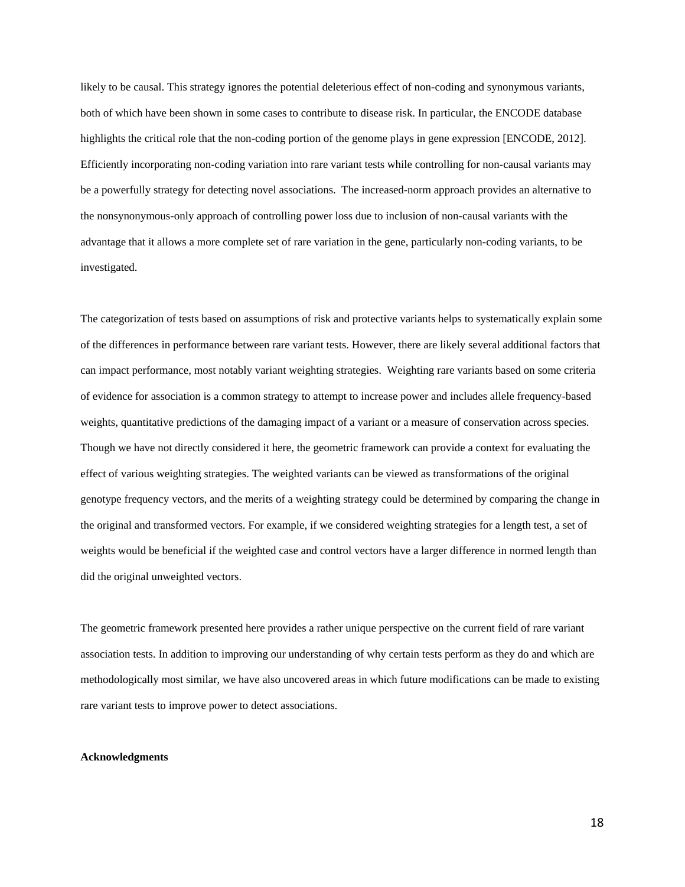likely to be causal. This strategy ignores the potential deleterious effect of non-coding and synonymous variants, both of which have been shown in some cases to contribute to disease risk. In particular, the ENCODE database highlights the critical role that the non-coding portion of the genome plays in gene expression [ENCODE, 2012]. Efficiently incorporating non-coding variation into rare variant tests while controlling for non-causal variants may be a powerfully strategy for detecting novel associations. The increased-norm approach provides an alternative to the nonsynonymous-only approach of controlling power loss due to inclusion of non-causal variants with the advantage that it allows a more complete set of rare variation in the gene, particularly non-coding variants, to be investigated.

The categorization of tests based on assumptions of risk and protective variants helps to systematically explain some of the differences in performance between rare variant tests. However, there are likely several additional factors that can impact performance, most notably variant weighting strategies. Weighting rare variants based on some criteria of evidence for association is a common strategy to attempt to increase power and includes allele frequency-based weights, quantitative predictions of the damaging impact of a variant or a measure of conservation across species. Though we have not directly considered it here, the geometric framework can provide a context for evaluating the effect of various weighting strategies. The weighted variants can be viewed as transformations of the original genotype frequency vectors, and the merits of a weighting strategy could be determined by comparing the change in the original and transformed vectors. For example, if we considered weighting strategies for a length test, a set of weights would be beneficial if the weighted case and control vectors have a larger difference in normed length than did the original unweighted vectors.

The geometric framework presented here provides a rather unique perspective on the current field of rare variant association tests. In addition to improving our understanding of why certain tests perform as they do and which are methodologically most similar, we have also uncovered areas in which future modifications can be made to existing rare variant tests to improve power to detect associations.

**Acknowledgments**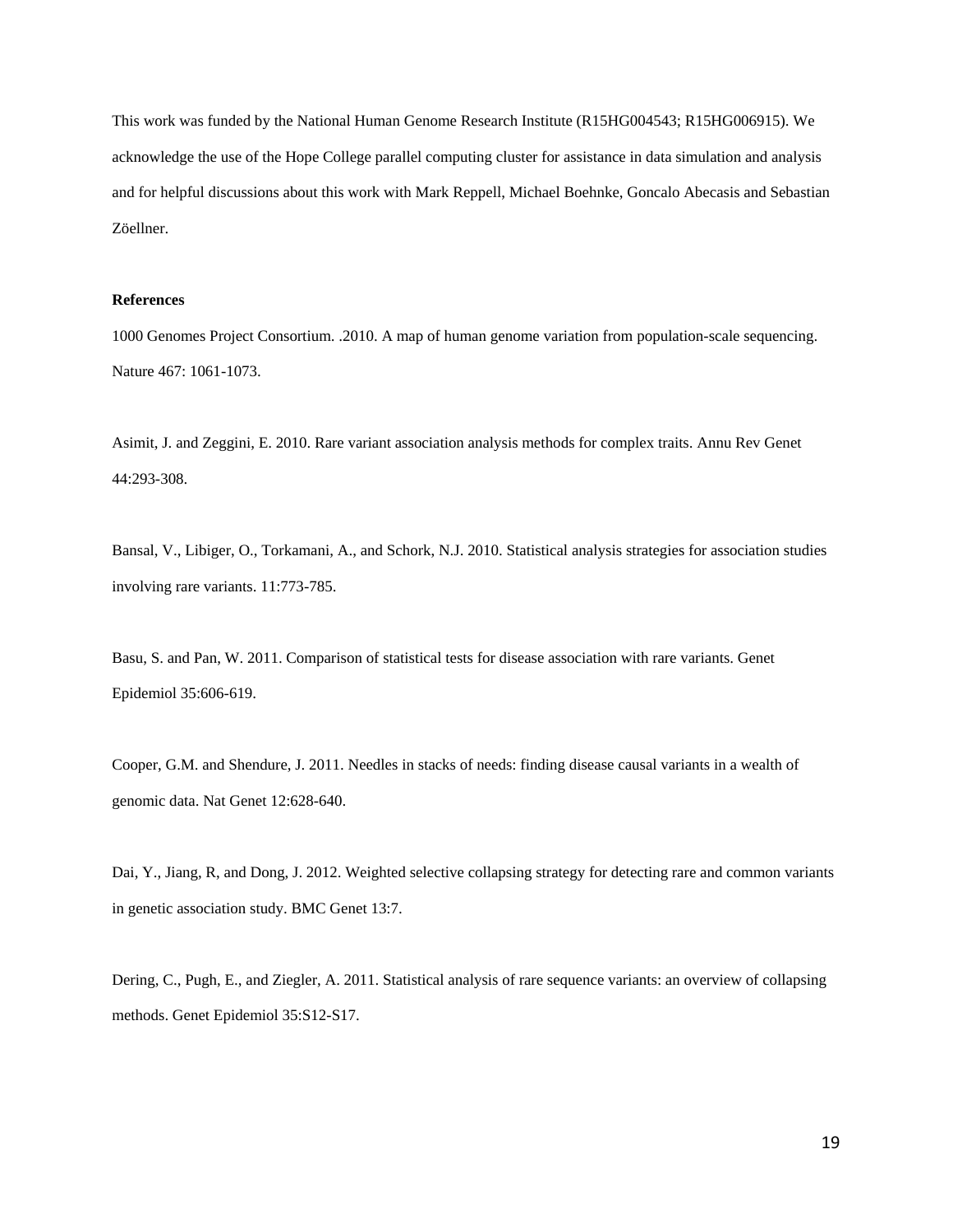This work was funded by the National Human Genome Research Institute (R15HG004543; R15HG006915). We acknowledge the use of the Hope College parallel computing cluster for assistance in data simulation and analysis and for helpful discussions about this work with Mark Reppell, Michael Boehnke, Goncalo Abecasis and Sebastian Zöellner.

**References**

1000 Genomes Project Consortium. .2010. A map of human genome variation from population-scale sequencing. Nature 467: 1061-1073.

Asimit, J. and Zeggini, E. 2010. Rare variant association analysis methods for complex traits. Annu Rev Genet 44:293-308.

Bansal, V., Libiger, O., Torkamani, A., and Schork, N.J. 2010. Statistical analysis strategies for association studies involving rare variants. 11:773-785.

Basu, S. and Pan, W. 2011. Comparison of statistical tests for disease association with rare variants. Genet Epidemiol 35:606-619.

Cooper, G.M. and Shendure, J. 2011. Needles in stacks of needs: finding disease causal variants in a wealth of genomic data. Nat Genet 12:628-640.

Dai, Y., Jiang, R, and Dong, J. 2012. Weighted selective collapsing strategy for detecting rare and common variants in genetic association study. BMC Genet 13:7.

Dering, C., Pugh, E., and Ziegler, A. 2011. Statistical analysis of rare sequence variants: an overview of collapsing methods. Genet Epidemiol 35:S12-S17.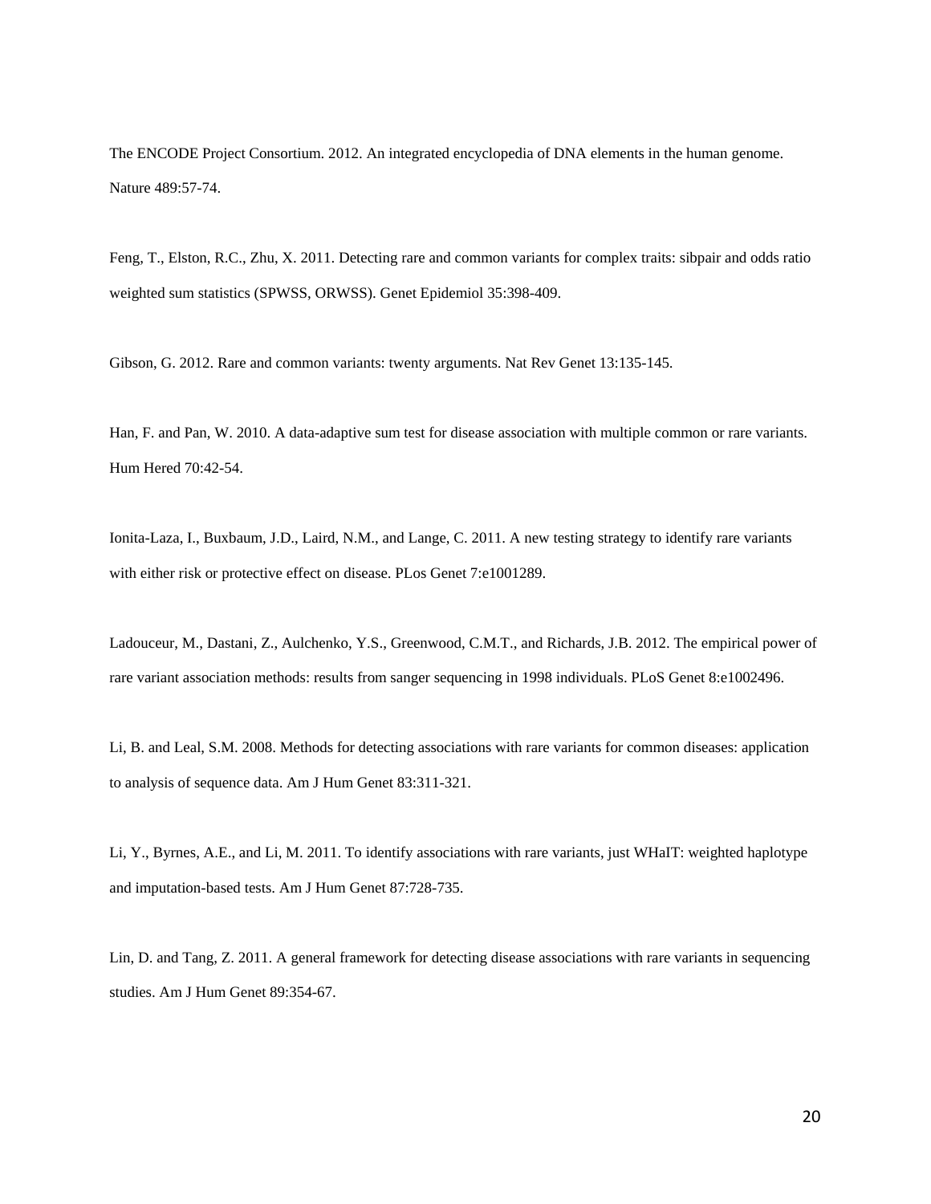The ENCODE Project Consortium. 2012. An integrated encyclopedia of DNA elements in the human genome. Nature 489:57-74.

Feng, T., Elston, R.C., Zhu, X. 2011. Detecting rare and common variants for complex traits: sibpair and odds ratio weighted sum statistics (SPWSS, ORWSS). Genet Epidemiol 35:398-409.

Gibson, G. 2012. Rare and common variants: twenty arguments. Nat Rev Genet 13:135-145.

Han, F. and Pan, W. 2010. A data-adaptive sum test for disease association with multiple common or rare variants. Hum Hered 70:42-54.

Ionita-Laza, I., Buxbaum, J.D., Laird, N.M., and Lange, C. 2011. A new testing strategy to identify rare variants with either risk or protective effect on disease. PLos Genet 7:e1001289.

Ladouceur, M., Dastani, Z., Aulchenko, Y.S., Greenwood, C.M.T., and Richards, J.B. 2012. The empirical power of rare variant association methods: results from sanger sequencing in 1998 individuals. PLoS Genet 8:e1002496.

Li, B. and Leal, S.M. 2008. Methods for detecting associations with rare variants for common diseases: application to analysis of sequence data. Am J Hum Genet 83:311-321.

Li, Y., Byrnes, A.E., and Li, M. 2011. To identify associations with rare variants, just WHaIT: weighted haplotype and imputation-based tests. Am J Hum Genet 87:728-735.

Lin, D. and Tang, Z. 2011. A general framework for detecting disease associations with rare variants in sequencing studies. Am J Hum Genet 89:354-67.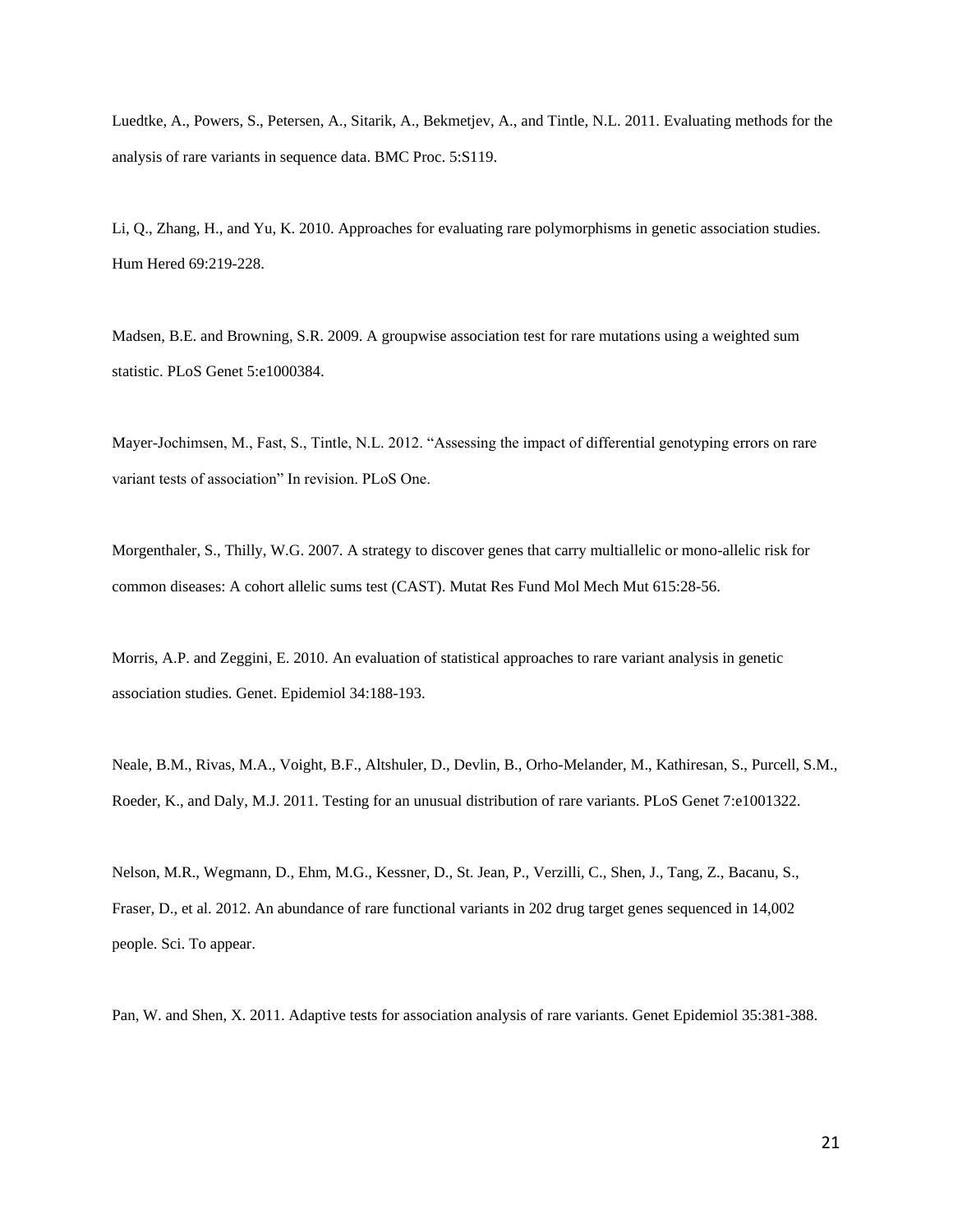Luedtke, A., Powers, S., Petersen, A., Sitarik, A., Bekmetjev, A., and Tintle, N.L. 2011. Evaluating methods for the analysis of rare variants in sequence data. BMC Proc. 5:S119.

Li, Q., Zhang, H., and Yu, K. 2010. Approaches for evaluating rare polymorphisms in genetic association studies. Hum Hered 69:219-228.

Madsen, B.E. and Browning, S.R. 2009. A groupwise association test for rare mutations using a weighted sum statistic. PLoS Genet 5:e1000384.

Mayer-Jochimsen, M., Fast, S., Tintle, N.L. 2012. "Assessing the impact of differential genotyping errors on rare variant tests of association" In revision. PLoS One.

Morgenthaler, S., Thilly, W.G. 2007. A strategy to discover genes that carry multiallelic or mono-allelic risk for common diseases: A cohort allelic sums test (CAST). Mutat Res Fund Mol Mech Mut 615:28-56.

Morris, A.P. and Zeggini, E. 2010. An evaluation of statistical approaches to rare variant analysis in genetic association studies. Genet. Epidemiol 34:188-193.

Neale, B.M., Rivas, M.A., Voight, B.F., Altshuler, D., Devlin, B., Orho-Melander, M., Kathiresan, S., Purcell, S.M., Roeder, K., and Daly, M.J. 2011. Testing for an unusual distribution of rare variants. PLoS Genet 7:e1001322.

Nelson, M.R., Wegmann, D., Ehm, M.G., Kessner, D., St. Jean, P., Verzilli, C., Shen, J., Tang, Z., Bacanu, S., Fraser, D., et al. 2012. An abundance of rare functional variants in 202 drug target genes sequenced in 14,002 people. Sci. To appear.

Pan, W. and Shen, X. 2011. Adaptive tests for association analysis of rare variants. Genet Epidemiol 35:381-388.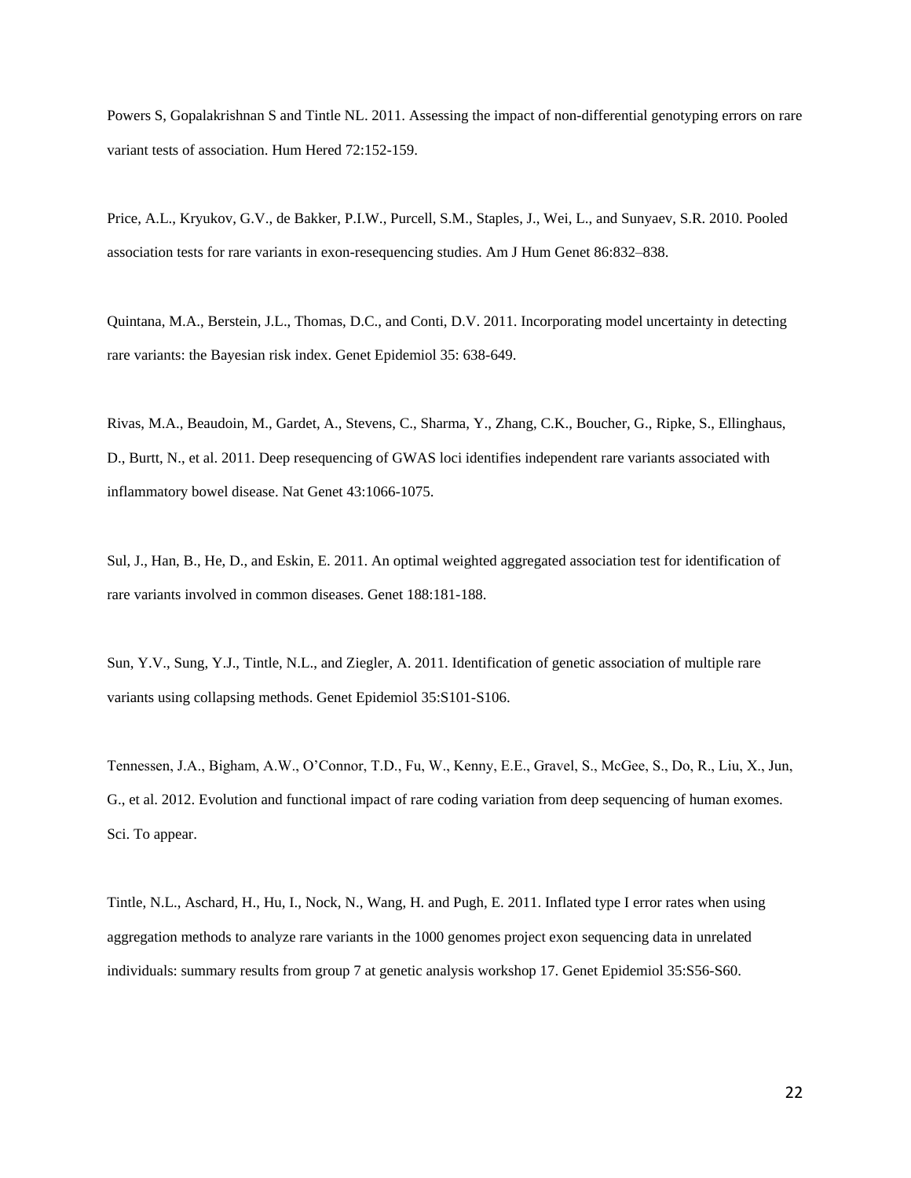Powers S, Gopalakrishnan S and Tintle NL. 2011. Assessing the impact of non-differential genotyping errors on rare variant tests of association. Hum Hered 72:152-159.

Price, A.L., Kryukov, G.V., de Bakker, P.I.W., Purcell, S.M., Staples, J., Wei, L., and Sunyaev, S.R. 2010. Pooled association tests for rare variants in exon-resequencing studies. Am J Hum Genet 86:832–838.

Quintana, M.A., Berstein, J.L., Thomas, D.C., and Conti, D.V. 2011. Incorporating model uncertainty in detecting rare variants: the Bayesian risk index. Genet Epidemiol 35: 638-649.

Rivas, M.A., Beaudoin, M., Gardet, A., Stevens, C., Sharma, Y., Zhang, C.K., Boucher, G., Ripke, S., Ellinghaus, D., Burtt, N., et al. 2011. Deep resequencing of GWAS loci identifies independent rare variants associated with inflammatory bowel disease. Nat Genet 43:1066-1075.

Sul, J., Han, B., He, D., and Eskin, E. 2011. An optimal weighted aggregated association test for identification of rare variants involved in common diseases. Genet 188:181-188.

Sun, Y.V., Sung, Y.J., Tintle, N.L., and Ziegler, A. 2011. Identification of genetic association of multiple rare variants using collapsing methods. Genet Epidemiol 35:S101-S106.

Tennessen, J.A., Bigham, A.W., O'Connor, T.D., Fu, W., Kenny, E.E., Gravel, S., McGee, S., Do, R., Liu, X., Jun, G., et al. 2012. Evolution and functional impact of rare coding variation from deep sequencing of human exomes. Sci. To appear.

Tintle, N.L., Aschard, H., Hu, I., Nock, N., Wang, H. and Pugh, E. 2011. Inflated type I error rates when using aggregation methods to analyze rare variants in the 1000 genomes project exon sequencing data in unrelated individuals: summary results from group 7 at genetic analysis workshop 17. Genet Epidemiol 35:S56-S60.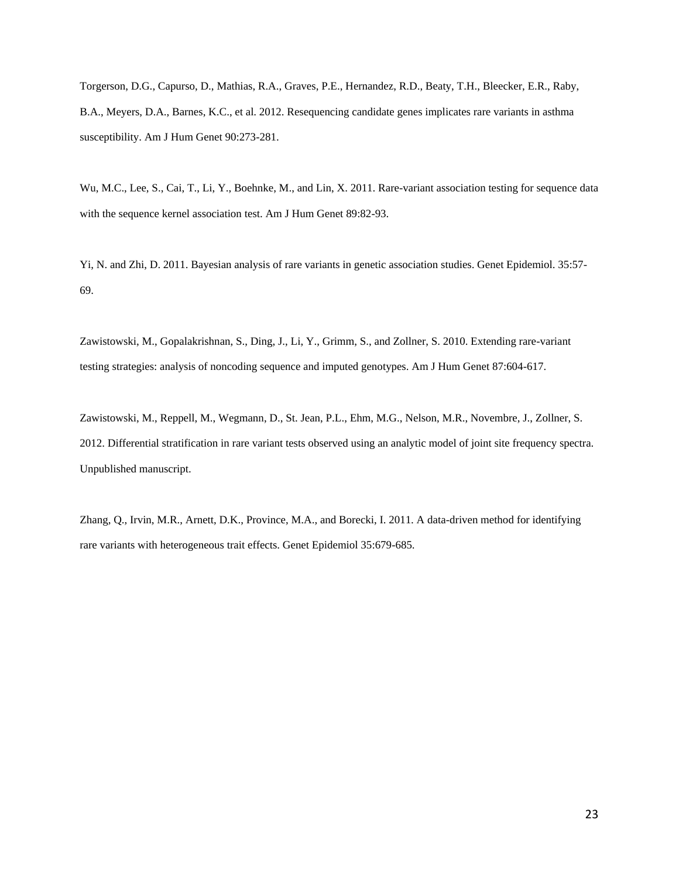Torgerson, D.G., Capurso, D., Mathias, R.A., Graves, P.E., Hernandez, R.D., Beaty, T.H., Bleecker, E.R., Raby, B.A., Meyers, D.A., Barnes, K.C., et al. 2012. Resequencing candidate genes implicates rare variants in asthma susceptibility. Am J Hum Genet 90:273-281.

Wu, M.C., Lee, S., Cai, T., Li, Y., Boehnke, M., and Lin, X. 2011. Rare-variant association testing for sequence data with the sequence kernel association test. Am J Hum Genet 89:82-93.

Yi, N. and Zhi, D. 2011. Bayesian analysis of rare variants in genetic association studies. Genet Epidemiol. 35:57-69.

Zawistowski, M., Gopalakrishnan, S., Ding, J., Li, Y., Grimm, S., and Zollner, S. 2010. Extending rare-variant testing strategies: analysis of noncoding sequence and imputed genotypes. Am J Hum Genet 87:604-617.

Zawistowski, M., Reppell, M., Wegmann, D., St. Jean, P.L., Ehm, M.G., Nelson, M.R., Novembre, J., Zollner, S. 2012. Differential stratification in rare variant tests observed using an analytic model of joint site frequency spectra. Unpublished manuscript.

Zhang, Q., Irvin, M.R., Arnett, D.K., Province, M.A., and Borecki, I. 2011. A data-driven method for identifying rare variants with heterogeneous trait effects. Genet Epidemiol 35:679-685.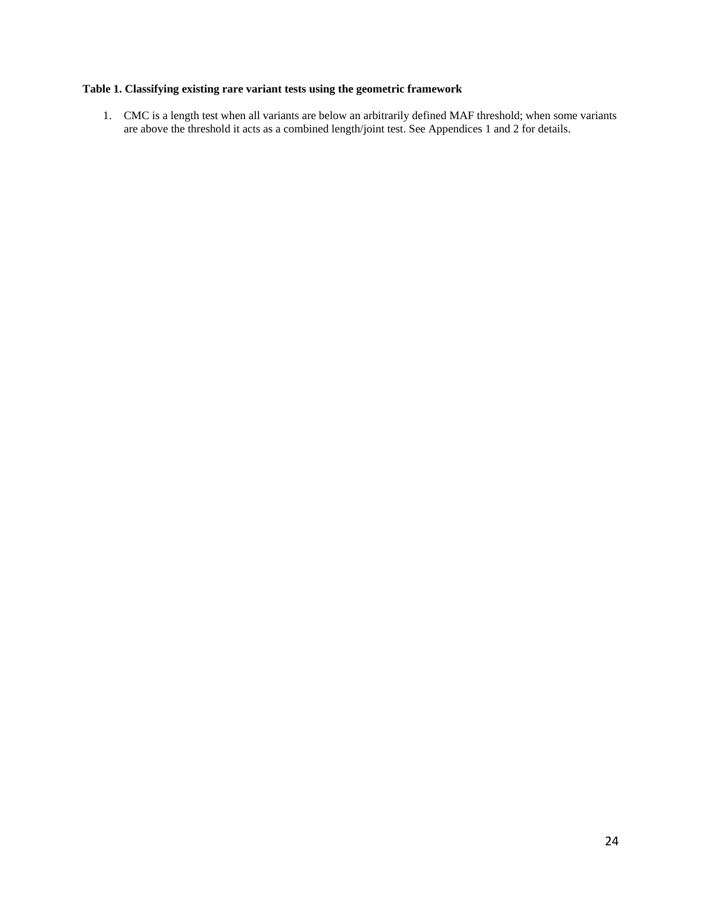**Table 1. Classifying existing rare variant tests using the geometric framework**

1. CMC is a length test when all variants are below an arbitrarily defined MAF threshold; when some variants are above the threshold it acts as a combined length/joint test. See Appendices 1 and 2 for details.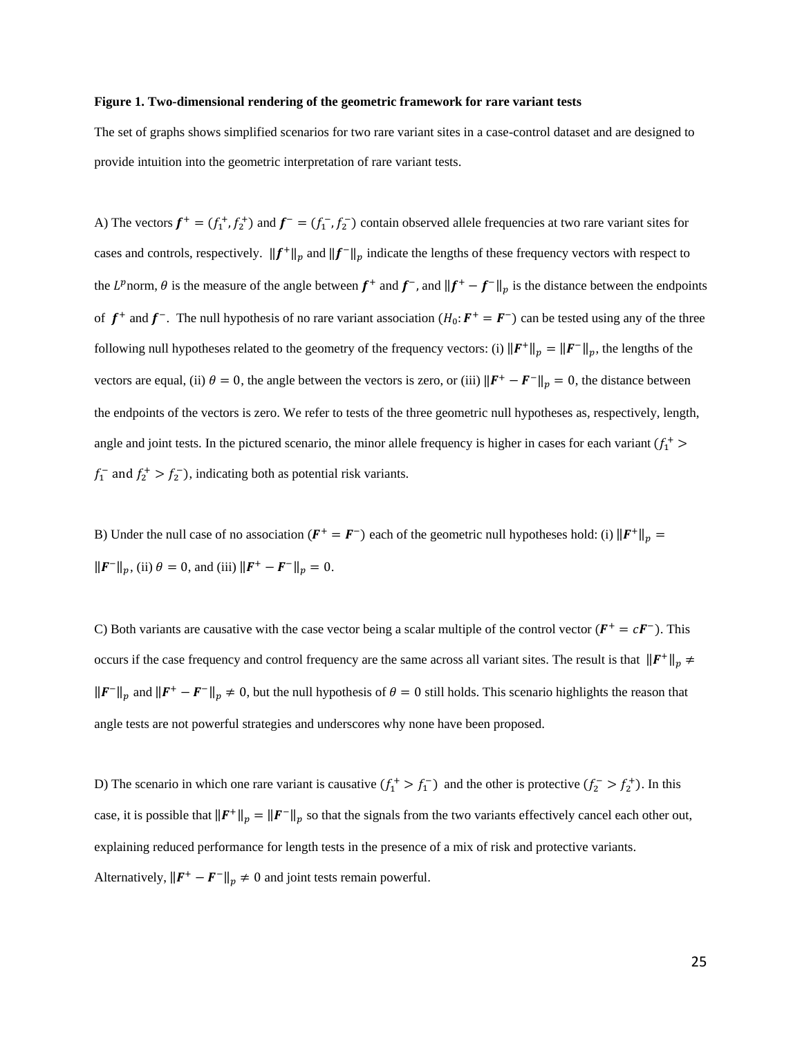**Figure 1. Two-dimensional rendering of the geometric framework for rare variant tests**

The set of graphs shows simplified scenarios for two rare variant sites in a case-control dataset and are designed to provide intuition into the geometric interpretation of rare variant tests.

A) The vectors $\boldsymbol{f}^+ = (f_1^+, f_2^+)$ and $\boldsymbol{f}^- = (f_1^-, f_2^-)$ contain observed allele frequencies at two rare variant sites for cases and controls, respectively. $\|\boldsymbol{f}^+\|_p$ and $\|\boldsymbol{f}^-\|_p$ indicate the lengths of these frequency vectors with respect to the $L^p$norm, $\theta$ is the measure of the angle between $\boldsymbol{f}^+$ and $\boldsymbol{f}^-$, and $\|\boldsymbol{f}^+ - \boldsymbol{f}^-\|_p$ is the distance between the endpoints of $\boldsymbol{f}^+$ and $\boldsymbol{f}^-$. The null hypothesis of no rare variant association ($H_0$: $\boldsymbol{F}^+ = \boldsymbol{F}^-$) can be tested using any of the three following null hypotheses related to the geometry of the frequency vectors: (i) $\|\boldsymbol{F}^+\|_p = \|\boldsymbol{F}^-\|_p$, the lengths of the vectors are equal, (ii) $\theta = 0$, the angle between the vectors is zero, or (iii) $\|\boldsymbol{F}^+ - \boldsymbol{F}^-\|_p = 0$, the distance between the endpoints of the vectors is zero. We refer to tests of the three geometric null hypotheses as, respectively, length, angle and joint tests. In the pictured scenario, the minor allele frequency is higher in cases for each variant ($f_1^+ > f_1^-$ and $f_2^+ > f_2^-$), indicating both as potential risk variants.

B) Under the null case of no association ($\boldsymbol{F}^+ = \boldsymbol{F}^-$) each of the geometric null hypotheses hold: (i) $\|\boldsymbol{F}^+\|_p = \|\boldsymbol{F}^-\|_p$, (ii) $\theta = 0$, and (iii) $\|\boldsymbol{F}^+ - \boldsymbol{F}^-\|_p = 0$.

C) Both variants are causative with the case vector being a scalar multiple of the control vector ($\boldsymbol{F}^+ = c\boldsymbol{F}^-$). This occurs if the case frequency and control frequency are the same across all variant sites. The result is that $\|\boldsymbol{F}^+\|_p \neq \|\boldsymbol{F}^-\|_p$ and $\|\boldsymbol{F}^+ - \boldsymbol{F}^-\|_p \neq 0$, but the null hypothesis of $\theta = 0$ still holds. This scenario highlights the reason that angle tests are not powerful strategies and underscores why none have been proposed.

D) The scenario in which one rare variant is causative ($f_1^+ > f_1^-$) and the other is protective ($f_2^- > f_2^+$). In this case, it is possible that $\|\boldsymbol{F}^+\|_p = \|\boldsymbol{F}^-\|_p$ so that the signals from the two variants effectively cancel each other out, explaining reduced performance for length tests in the presence of a mix of risk and protective variants. Alternatively, $\|\boldsymbol{F}^+ - \boldsymbol{F}^-\|_p \neq 0$ and joint tests remain powerful.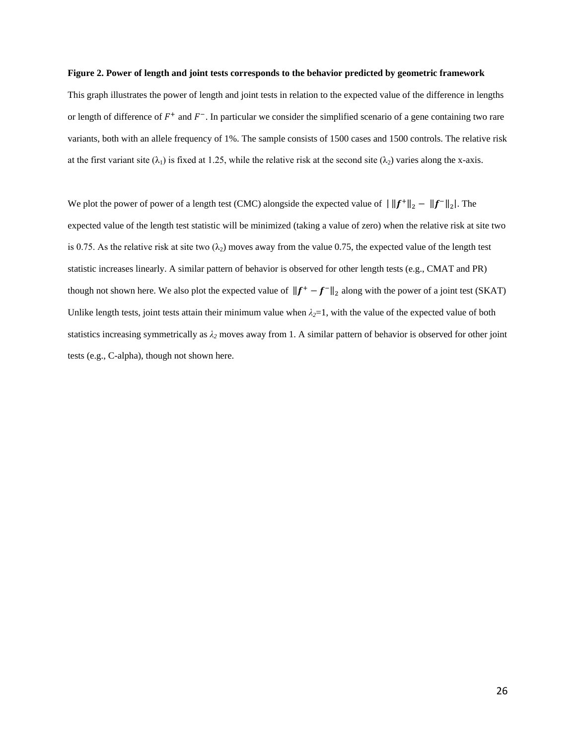**Figure 2. Power of length and joint tests corresponds to the behavior predicted by geometric framework**

This graph illustrates the power of length and joint tests in relation to the expected value of the difference in lengths or length of difference of $F^{+}$ and $F^{-}$. In particular we consider the simplified scenario of a gene containing two rare variants, both with an allele frequency of 1%. The sample consists of 1500 cases and 1500 controls. The relative risk at the first variant site ($\lambda_1$) is fixed at 1.25, while the relative risk at the second site ($\lambda_2$) varies along the x-axis.

We plot the power of power of a length test (CMC) alongside the expected value of $|\,\|\boldsymbol{f}^{+}\|_2 - \|\boldsymbol{f}^{-}\|_2|$. The expected value of the length test statistic will be minimized (taking a value of zero) when the relative risk at site two is 0.75. As the relative risk at site two ($\lambda_2$) moves away from the value 0.75, the expected value of the length test statistic increases linearly. A similar pattern of behavior is observed for other length tests (e.g., CMAT and PR) though not shown here. We also plot the expected value of $\|\boldsymbol{f}^{+} - \boldsymbol{f}^{-}\|_2$ along with the power of a joint test (SKAT) Unlike length tests, joint tests attain their minimum value when $\lambda_2$=1, with the value of the expected value of both statistics increasing symmetrically as $\lambda_2$ moves away from 1. A similar pattern of behavior is observed for other joint tests (e.g., C-alpha), though not shown here.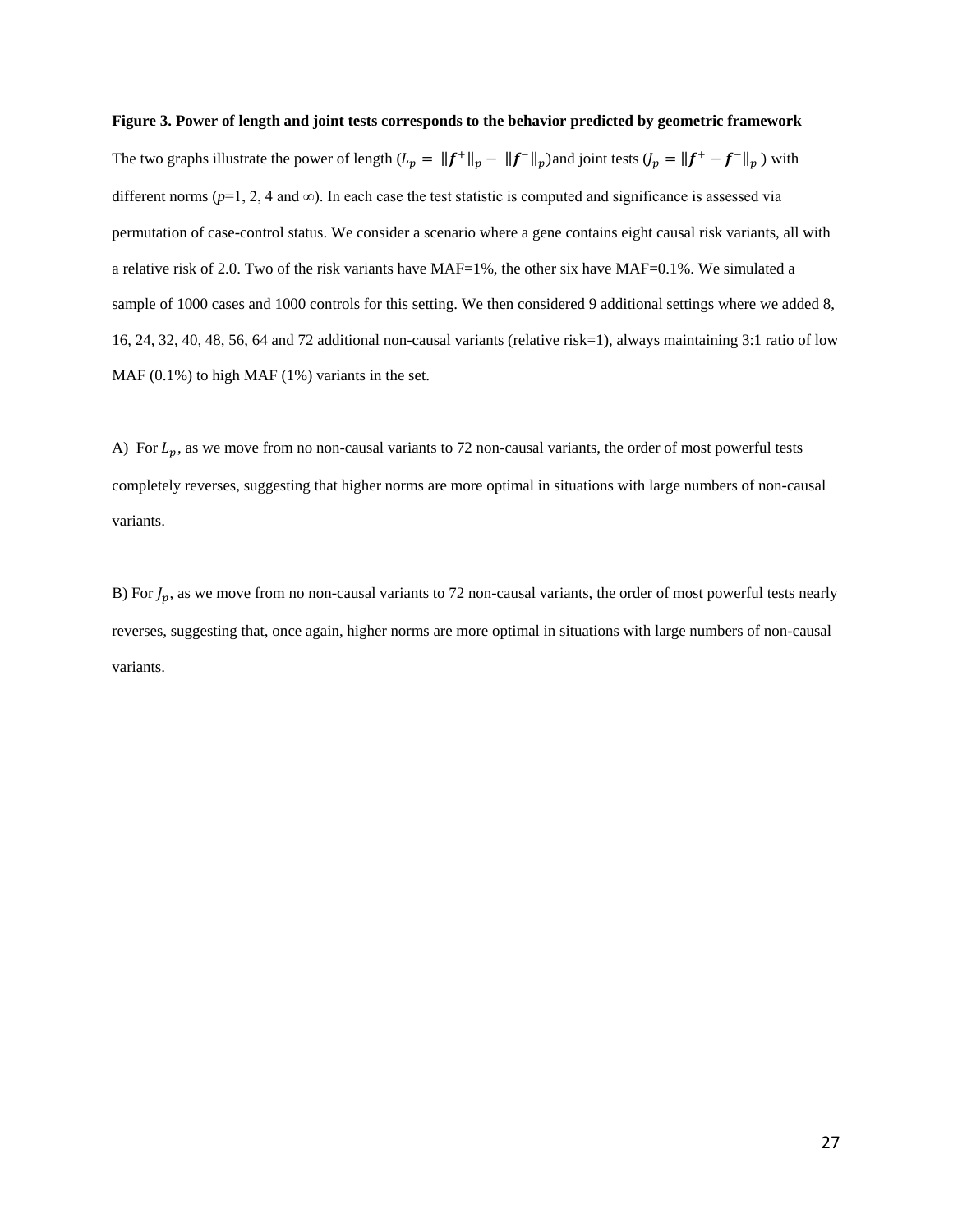**Figure 3. Power of length and joint tests corresponds to the behavior predicted by geometric framework**

The two graphs illustrate the power of length ($L_p = \|\boldsymbol{f}^+\|_p - \|\boldsymbol{f}^-\|_p$) and joint tests ($J_p = \|\boldsymbol{f}^+ - \boldsymbol{f}^-\|_p$ ) with different norms ($p$=1, 2, 4 and ∞). In each case the test statistic is computed and significance is assessed via permutation of case-control status. We consider a scenario where a gene contains eight causal risk variants, all with a relative risk of 2.0. Two of the risk variants have MAF=1%, the other six have MAF=0.1%. We simulated a sample of 1000 cases and 1000 controls for this setting. We then considered 9 additional settings where we added 8, 16, 24, 32, 40, 48, 56, 64 and 72 additional non-causal variants (relative risk=1), always maintaining 3:1 ratio of low MAF (0.1%) to high MAF (1%) variants in the set.

A) For $L_p$, as we move from no non-causal variants to 72 non-causal variants, the order of most powerful tests completely reverses, suggesting that higher norms are more optimal in situations with large numbers of non-causal variants.

B) For $J_p$, as we move from no non-causal variants to 72 non-causal variants, the order of most powerful tests nearly reverses, suggesting that, once again, higher norms are more optimal in situations with large numbers of non-causal variants.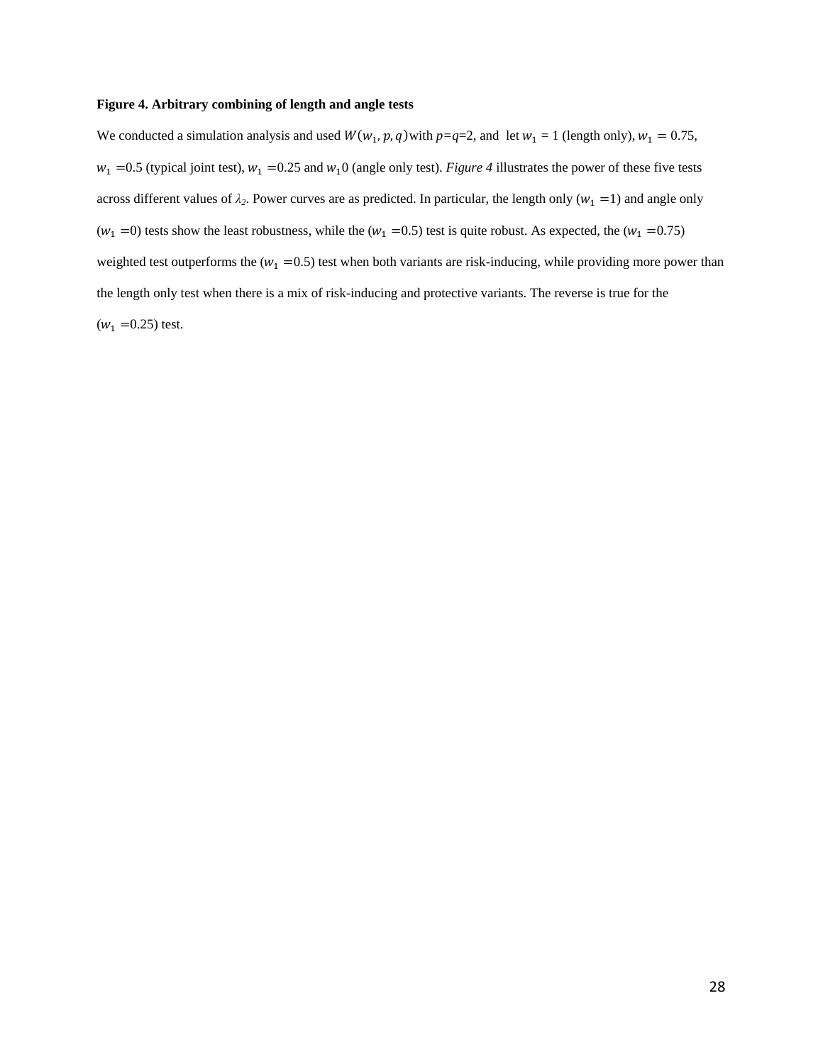**Figure 4. Arbitrary combining of length and angle tests**

We conducted a simulation analysis and used $W(w_1, p, q)$ with $p=q=2$, and let $w_1 = 1$ (length only), $w_1 = 0.75$, $w_1 = 0.5$ (typical joint test), $w_1 = 0.25$ and $w_1 0$ (angle only test). *Figure 4* illustrates the power of these five tests across different values of $\lambda_2$. Power curves are as predicted. In particular, the length only ($w_1 = 1$) and angle only ($w_1 = 0$) tests show the least robustness, while the ($w_1 = 0.5$) test is quite robust. As expected, the ($w_1 = 0.75$) weighted test outperforms the ($w_1 = 0.5$) test when both variants are risk-inducing, while providing more power than the length only test when there is a mix of risk-inducing and protective variants. The reverse is true for the ($w_1 = 0.25$) test.